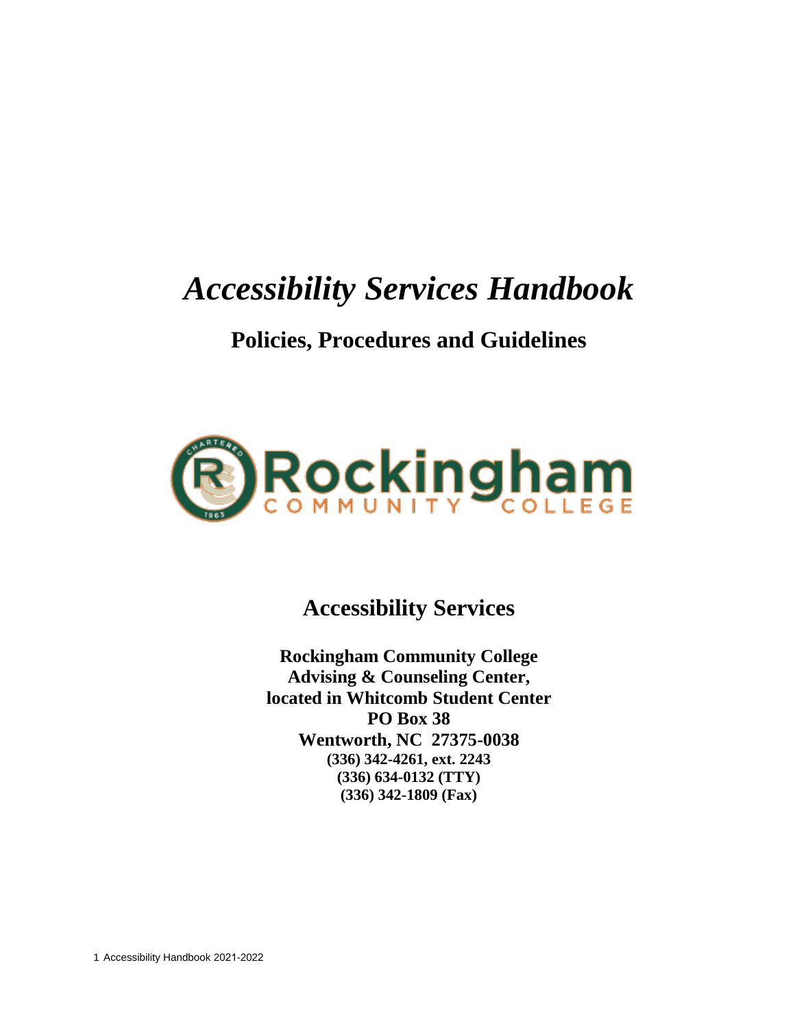# *Accessibility Services Handbook*

## Policies, Procedures and Guidelines

Rockingham COMMUNITY COLLEGE

## Accessibility Services

**Rockingham Community College**
**Advising & Counseling Center,**
**located in Whitcomb Student Center**
**PO Box 38**
**Wentworth, NC 27375-0038**
**(336) 342-4261, ext. 2243**
**(336) 634-0132 (TTY)**
**(336) 342-1809 (Fax)**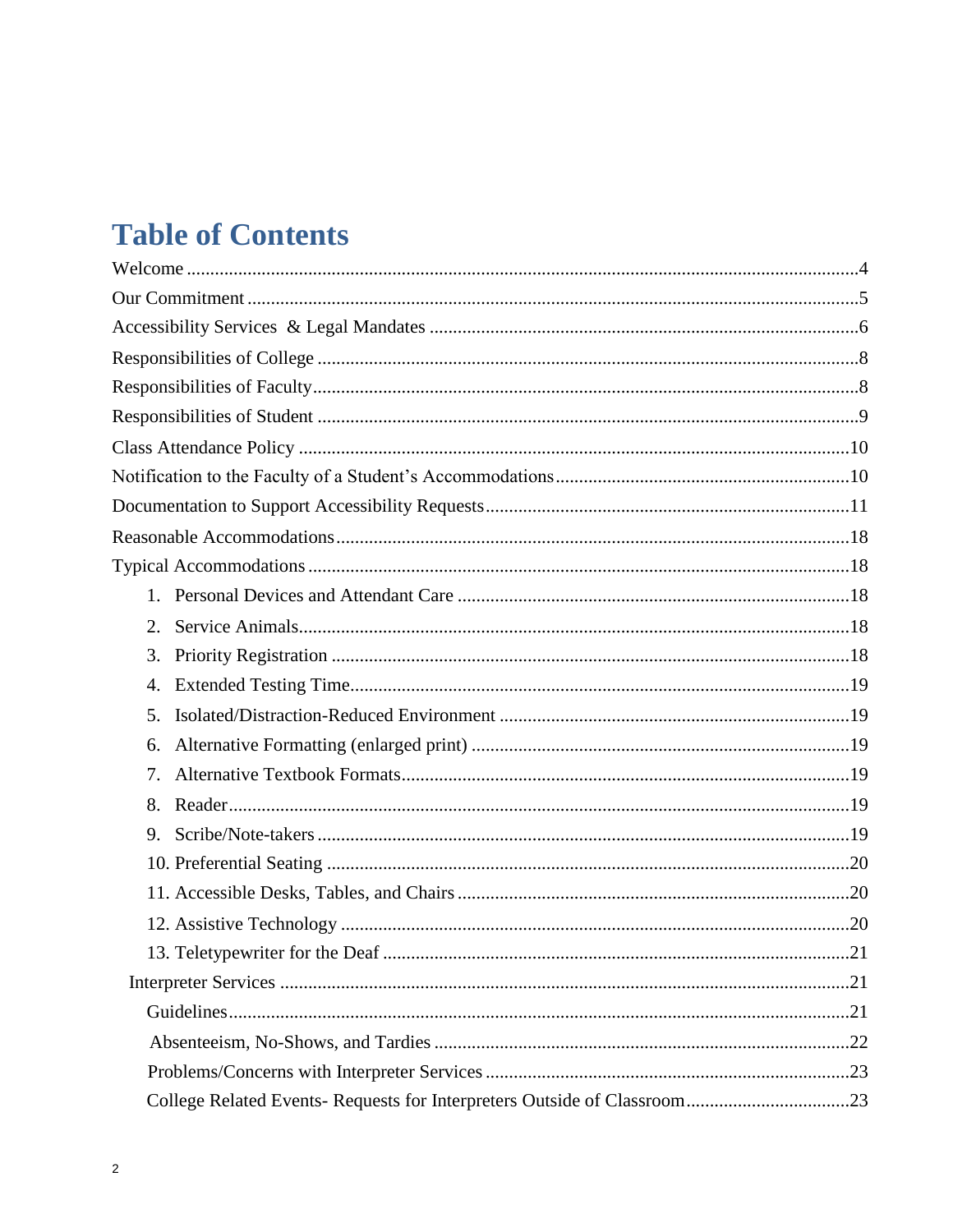# Table of Contents

Welcome ....................................................................................................................................4

Our Commitment ........................................................................................................................5

Accessibility Services & Legal Mandates ...................................................................................6

Responsibilities of College ..........................................................................................................8

Responsibilities of Faculty............................................................................................................8

Responsibilities of Student ..........................................................................................................9

Class Attendance Policy ............................................................................................................10

Notification to the Faculty of a Student's Accommodations.......................................................10

Documentation to Support Accessibility Requests.....................................................................11

Reasonable Accommodations.....................................................................................................18

Typical Accommodations............................................................................................................18

1. Personal Devices and Attendant Care ...............................................................................18
2. Service Animals..................................................................................................................18
3. Priority Registration ..........................................................................................................18
4. Extended Testing Time.......................................................................................................19
5. Isolated/Distraction-Reduced Environment .......................................................................19
6. Alternative Formatting (enlarged print) ............................................................................19
7. Alternative Textbook Formats............................................................................................19
8. Reader.................................................................................................................................19
9. Scribe/Note-takers .............................................................................................................19
10. Preferential Seating ..........................................................................................................20
11. Accessible Desks, Tables, and Chairs ...............................................................................20
12. Assistive Technology ........................................................................................................20
13. Teletypewriter for the Deaf ..............................................................................................21

Interpreter Services ...................................................................................................................21

Guidelines...................................................................................................................................21

Absenteeism, No-Shows, and Tardies ........................................................................................22

Problems/Concerns with Interpreter Services ............................................................................23

College Related Events- Requests for Interpreters Outside of Classroom..................................23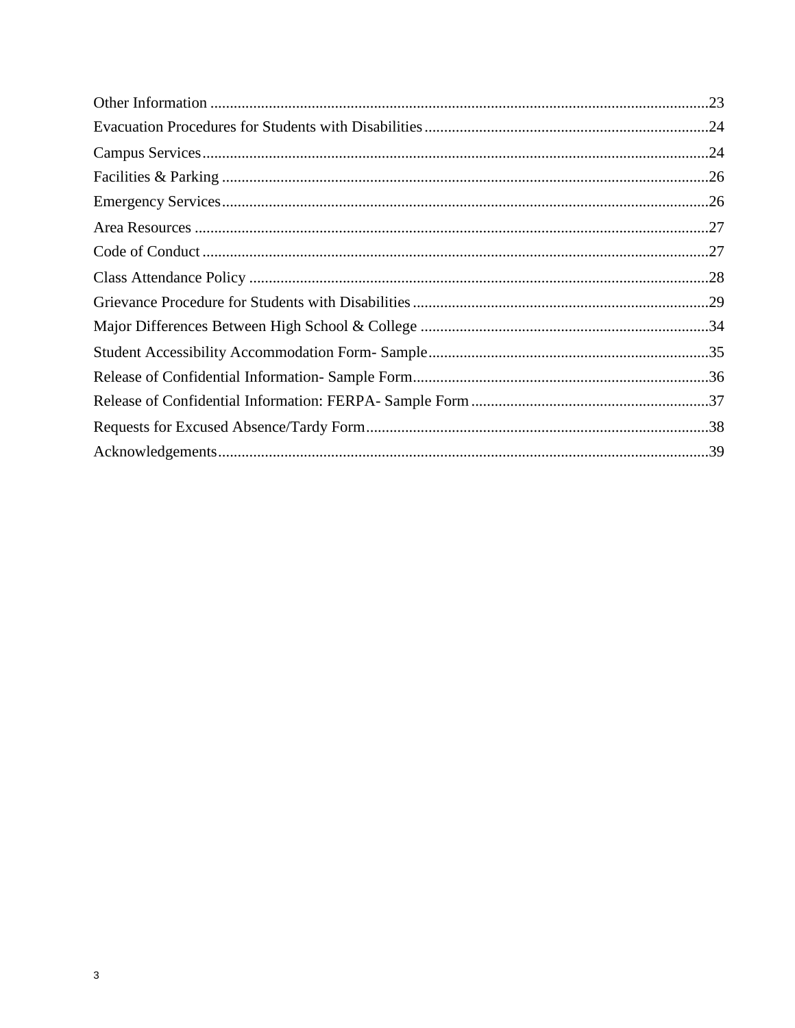Other Information ....................................................................................................................23
Evacuation Procedures for Students with Disabilities.........................................................................24
Campus Services....................................................................................................................24
Facilities & Parking ....................................................................................................................26
Emergency Services....................................................................................................................26
Area Resources ....................................................................................................................27
Code of Conduct ....................................................................................................................27
Class Attendance Policy ....................................................................................................................28
Grievance Procedure for Students with Disabilities............................................................................29
Major Differences Between High School & College ..........................................................................34
Student Accessibility Accommodation Form- Sample........................................................................35
Release of Confidential Information- Sample Form............................................................................36
Release of Confidential Information: FERPA- Sample Form .............................................................37
Requests for Excused Absence/Tardy Form........................................................................................38
Acknowledgements....................................................................................................................39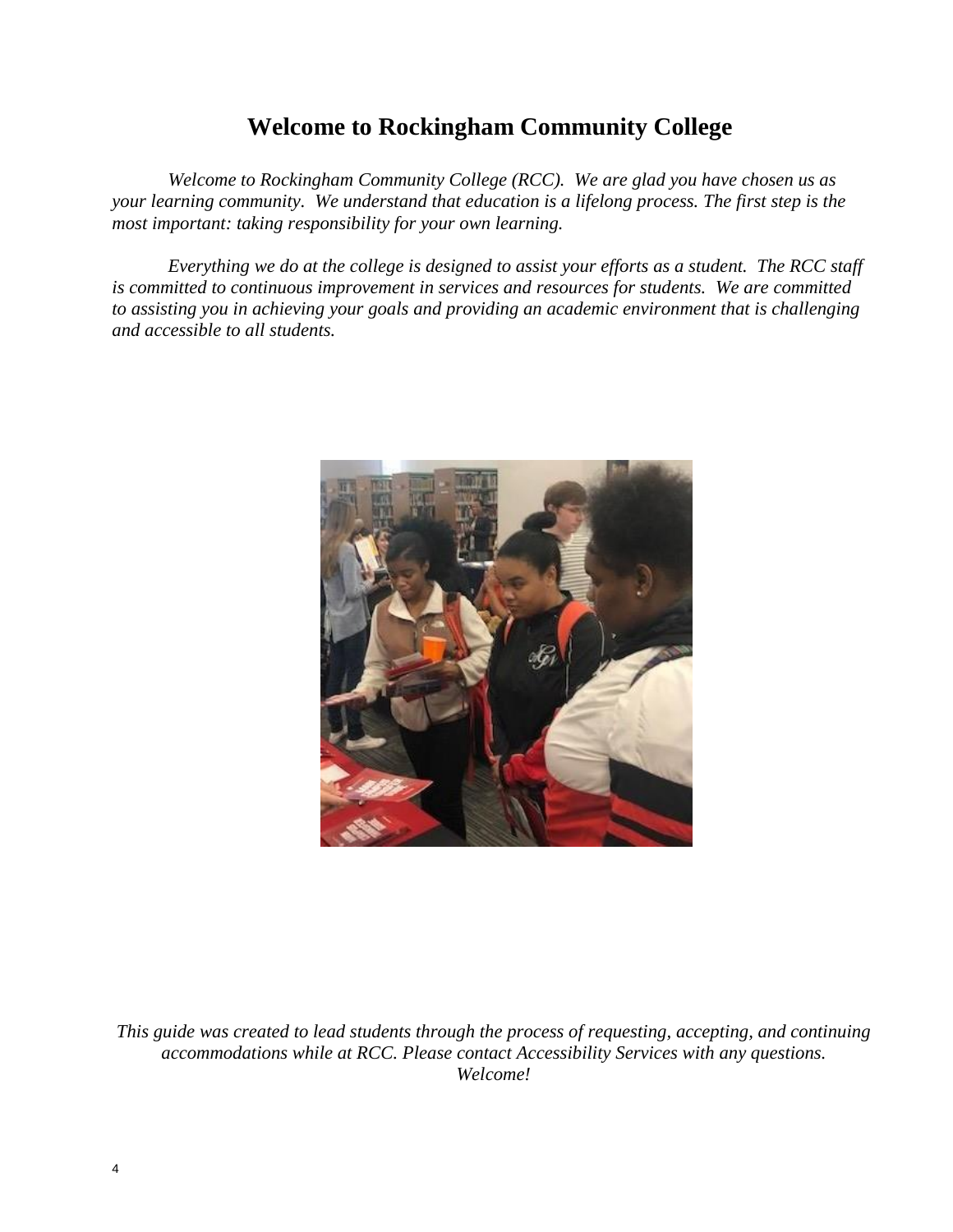# Welcome to Rockingham Community College

*Welcome to Rockingham Community College (RCC). We are glad you have chosen us as your learning community. We understand that education is a lifelong process. The first step is the most important: taking responsibility for your own learning.*

*Everything we do at the college is designed to assist your efforts as a student. The RCC staff is committed to continuous improvement in services and resources for students. We are committed to assisting you in achieving your goals and providing an academic environment that is challenging and accessible to all students.*

*This guide was created to lead students through the process of requesting, accepting, and continuing accommodations while at RCC. Please contact Accessibility Services with any questions. Welcome!*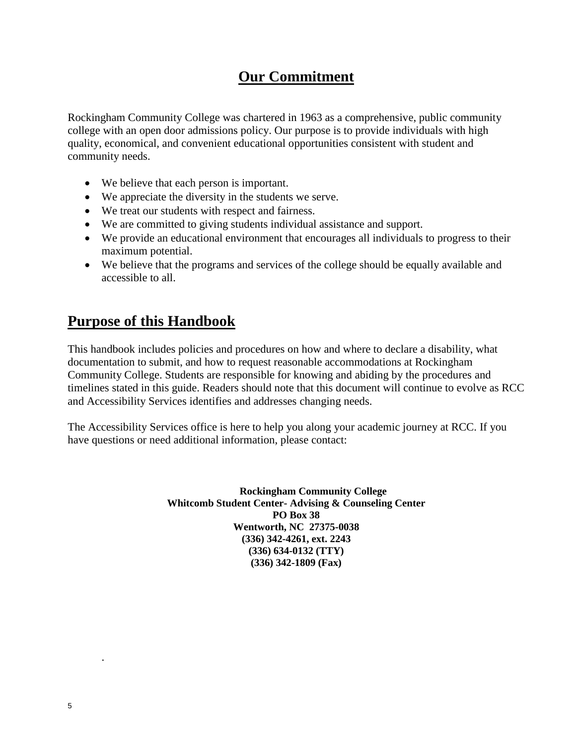# Our Commitment

Rockingham Community College was chartered in 1963 as a comprehensive, public community college with an open door admissions policy. Our purpose is to provide individuals with high quality, economical, and convenient educational opportunities consistent with student and community needs.

- We believe that each person is important.
- We appreciate the diversity in the students we serve.
- We treat our students with respect and fairness.
- We are committed to giving students individual assistance and support.
- We provide an educational environment that encourages all individuals to progress to their maximum potential.
- We believe that the programs and services of the college should be equally available and accessible to all.

## Purpose of this Handbook

This handbook includes policies and procedures on how and where to declare a disability, what documentation to submit, and how to request reasonable accommodations at Rockingham Community College. Students are responsible for knowing and abiding by the procedures and timelines stated in this guide. Readers should note that this document will continue to evolve as RCC and Accessibility Services identifies and addresses changing needs.

The Accessibility Services office is here to help you along your academic journey at RCC. If you have questions or need additional information, please contact:

**Rockingham Community College**
**Whitcomb Student Center- Advising & Counseling Center**
**PO Box 38**
**Wentworth, NC 27375-0038**
**(336) 342-4261, ext. 2243**
**(336) 634-0132 (TTY)**
**(336) 342-1809 (Fax)**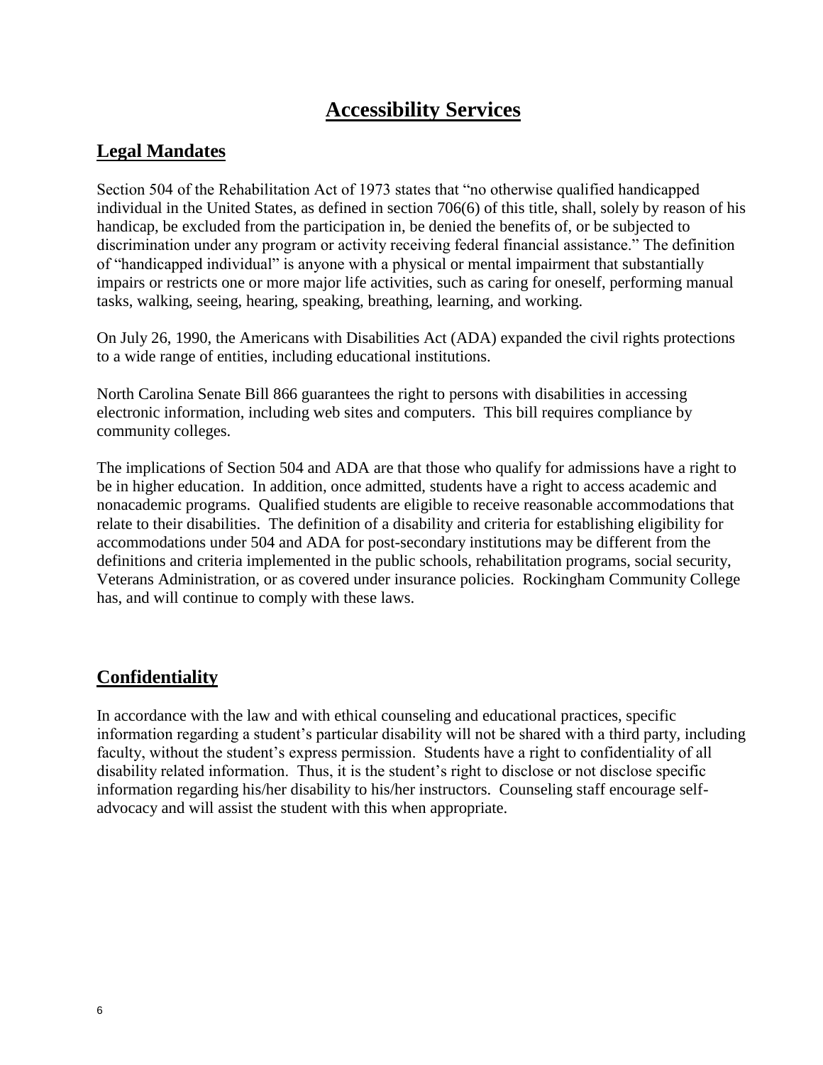# Accessibility Services

## Legal Mandates

Section 504 of the Rehabilitation Act of 1973 states that "no otherwise qualified handicapped individual in the United States, as defined in section 706(6) of this title, shall, solely by reason of his handicap, be excluded from the participation in, be denied the benefits of, or be subjected to discrimination under any program or activity receiving federal financial assistance." The definition of "handicapped individual" is anyone with a physical or mental impairment that substantially impairs or restricts one or more major life activities, such as caring for oneself, performing manual tasks, walking, seeing, hearing, speaking, breathing, learning, and working.

On July 26, 1990, the Americans with Disabilities Act (ADA) expanded the civil rights protections to a wide range of entities, including educational institutions.

North Carolina Senate Bill 866 guarantees the right to persons with disabilities in accessing electronic information, including web sites and computers. This bill requires compliance by community colleges.

The implications of Section 504 and ADA are that those who qualify for admissions have a right to be in higher education. In addition, once admitted, students have a right to access academic and nonacademic programs. Qualified students are eligible to receive reasonable accommodations that relate to their disabilities. The definition of a disability and criteria for establishing eligibility for accommodations under 504 and ADA for post-secondary institutions may be different from the definitions and criteria implemented in the public schools, rehabilitation programs, social security, Veterans Administration, or as covered under insurance policies. Rockingham Community College has, and will continue to comply with these laws.

## Confidentiality

In accordance with the law and with ethical counseling and educational practices, specific information regarding a student's particular disability will not be shared with a third party, including faculty, without the student's express permission. Students have a right to confidentiality of all disability related information. Thus, it is the student's right to disclose or not disclose specific information regarding his/her disability to his/her instructors. Counseling staff encourage self-advocacy and will assist the student with this when appropriate.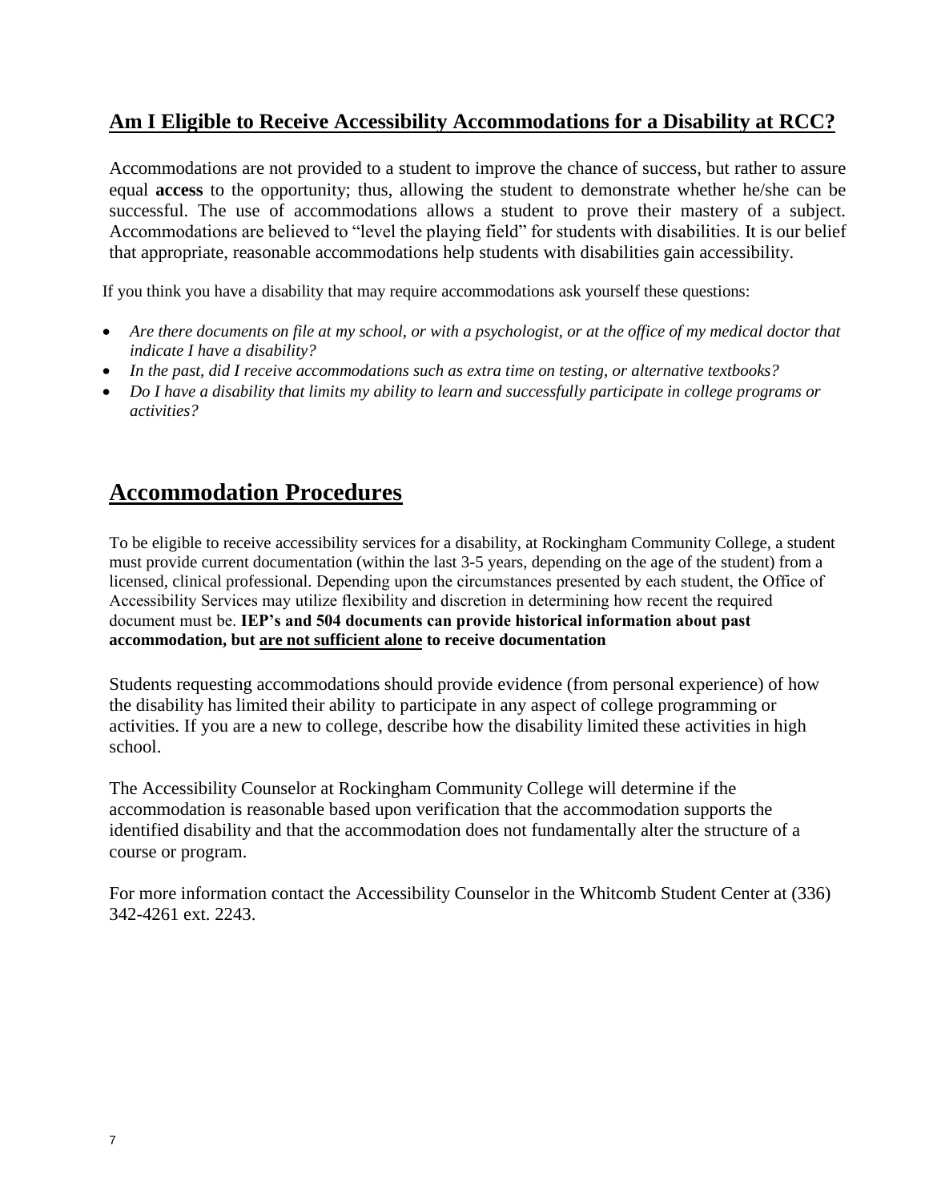## **Am I Eligible to Receive Accessibility Accommodations for a Disability at RCC?**

Accommodations are not provided to a student to improve the chance of success, but rather to assure equal **access** to the opportunity; thus, allowing the student to demonstrate whether he/she can be successful. The use of accommodations allows a student to prove their mastery of a subject. Accommodations are believed to "level the playing field" for students with disabilities. It is our belief that appropriate, reasonable accommodations help students with disabilities gain accessibility.

If you think you have a disability that may require accommodations ask yourself these questions:

- *Are there documents on file at my school, or with a psychologist, or at the office of my medical doctor that indicate I have a disability?*
- *In the past, did I receive accommodations such as extra time on testing, or alternative textbooks?*
- *Do I have a disability that limits my ability to learn and successfully participate in college programs or activities?*

# **Accommodation Procedures**

To be eligible to receive accessibility services for a disability, at Rockingham Community College, a student must provide current documentation (within the last 3-5 years, depending on the age of the student) from a licensed, clinical professional. Depending upon the circumstances presented by each student, the Office of Accessibility Services may utilize flexibility and discretion in determining how recent the required document must be. **IEP's and 504 documents can provide historical information about past accommodation, but <u>are not sufficient alone</u> to receive documentation**

Students requesting accommodations should provide evidence (from personal experience) of how the disability has limited their ability to participate in any aspect of college programming or activities. If you are a new to college, describe how the disability limited these activities in high school.

The Accessibility Counselor at Rockingham Community College will determine if the accommodation is reasonable based upon verification that the accommodation supports the identified disability and that the accommodation does not fundamentally alter the structure of a course or program.

For more information contact the Accessibility Counselor in the Whitcomb Student Center at (336) 342-4261 ext. 2243.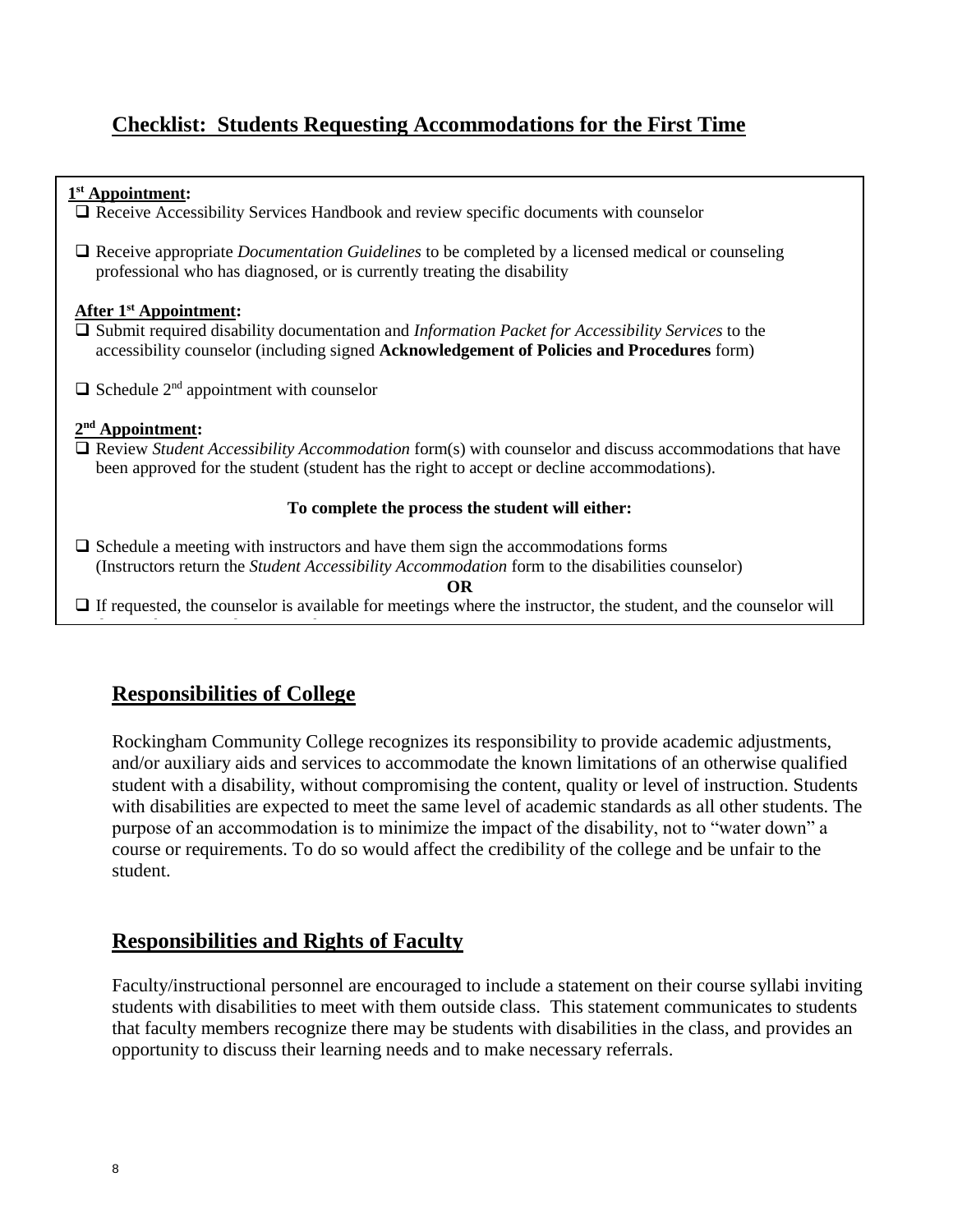## Checklist: Students Requesting Accommodations for the First Time

**1st Appointment:**

- ❑ Receive Accessibility Services Handbook and review specific documents with counselor
- ❑ Receive appropriate *Documentation Guidelines* to be completed by a licensed medical or counseling professional who has diagnosed, or is currently treating the disability

**After 1st Appointment:**

- ❑ Submit required disability documentation and *Information Packet for Accessibility Services* to the accessibility counselor (including signed **Acknowledgement of Policies and Procedures** form)
- ❑ Schedule 2nd appointment with counselor

**2nd Appointment:**

- ❑ Review *Student Accessibility Accommodation* form(s) with counselor and discuss accommodations that have been approved for the student (student has the right to accept or decline accommodations).

**To complete the process the student will either:**

- ❑ Schedule a meeting with instructors and have them sign the accommodations forms (Instructors return the *Student Accessibility Accommodation* form to the disabilities counselor)

**OR**

- ❑ If requested, the counselor is available for meetings where the instructor, the student, and the counselor will

## Responsibilities of College

Rockingham Community College recognizes its responsibility to provide academic adjustments, and/or auxiliary aids and services to accommodate the known limitations of an otherwise qualified student with a disability, without compromising the content, quality or level of instruction. Students with disabilities are expected to meet the same level of academic standards as all other students. The purpose of an accommodation is to minimize the impact of the disability, not to "water down" a course or requirements. To do so would affect the credibility of the college and be unfair to the student.

## Responsibilities and Rights of Faculty

Faculty/instructional personnel are encouraged to include a statement on their course syllabi inviting students with disabilities to meet with them outside class. This statement communicates to students that faculty members recognize there may be students with disabilities in the class, and provides an opportunity to discuss their learning needs and to make necessary referrals.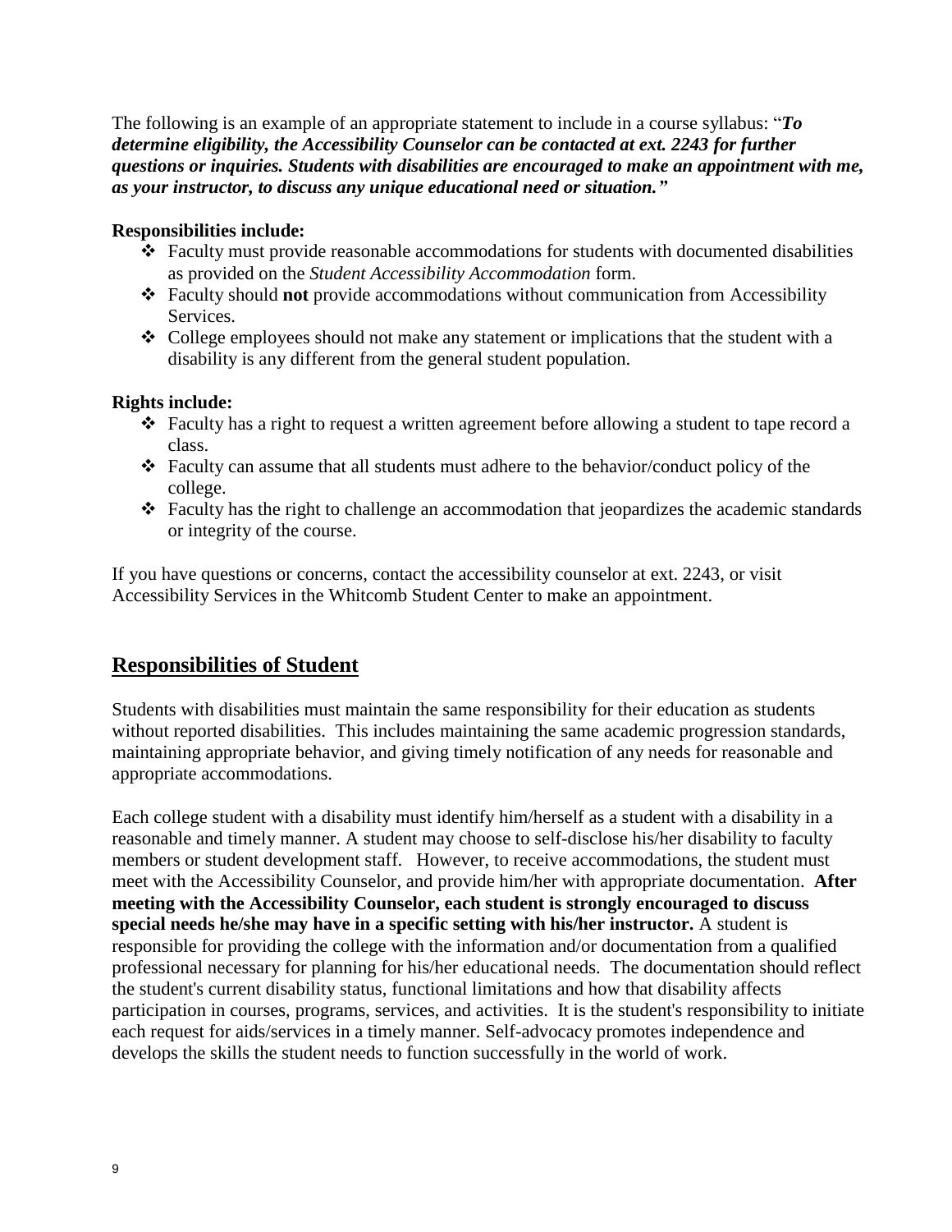The following is an example of an appropriate statement to include in a course syllabus: "***To determine eligibility, the Accessibility Counselor can be contacted at ext. 2243 for further questions or inquiries. Students with disabilities are encouraged to make an appointment with me, as your instructor, to discuss any unique educational need or situation.***"

**Responsibilities include:**

- Faculty must provide reasonable accommodations for students with documented disabilities as provided on the *Student Accessibility Accommodation* form.
- Faculty should **not** provide accommodations without communication from Accessibility Services.
- College employees should not make any statement or implications that the student with a disability is any different from the general student population.

**Rights include:**

- Faculty has a right to request a written agreement before allowing a student to tape record a class.
- Faculty can assume that all students must adhere to the behavior/conduct policy of the college.
- Faculty has the right to challenge an accommodation that jeopardizes the academic standards or integrity of the course.

If you have questions or concerns, contact the accessibility counselor at ext. 2243, or visit Accessibility Services in the Whitcomb Student Center to make an appointment.

## Responsibilities of Student

Students with disabilities must maintain the same responsibility for their education as students without reported disabilities. This includes maintaining the same academic progression standards, maintaining appropriate behavior, and giving timely notification of any needs for reasonable and appropriate accommodations.

Each college student with a disability must identify him/herself as a student with a disability in a reasonable and timely manner. A student may choose to self-disclose his/her disability to faculty members or student development staff. However, to receive accommodations, the student must meet with the Accessibility Counselor, and provide him/her with appropriate documentation. **After meeting with the Accessibility Counselor, each student is strongly encouraged to discuss special needs he/she may have in a specific setting with his/her instructor.** A student is responsible for providing the college with the information and/or documentation from a qualified professional necessary for planning for his/her educational needs. The documentation should reflect the student's current disability status, functional limitations and how that disability affects participation in courses, programs, services, and activities. It is the student's responsibility to initiate each request for aids/services in a timely manner. Self-advocacy promotes independence and develops the skills the student needs to function successfully in the world of work.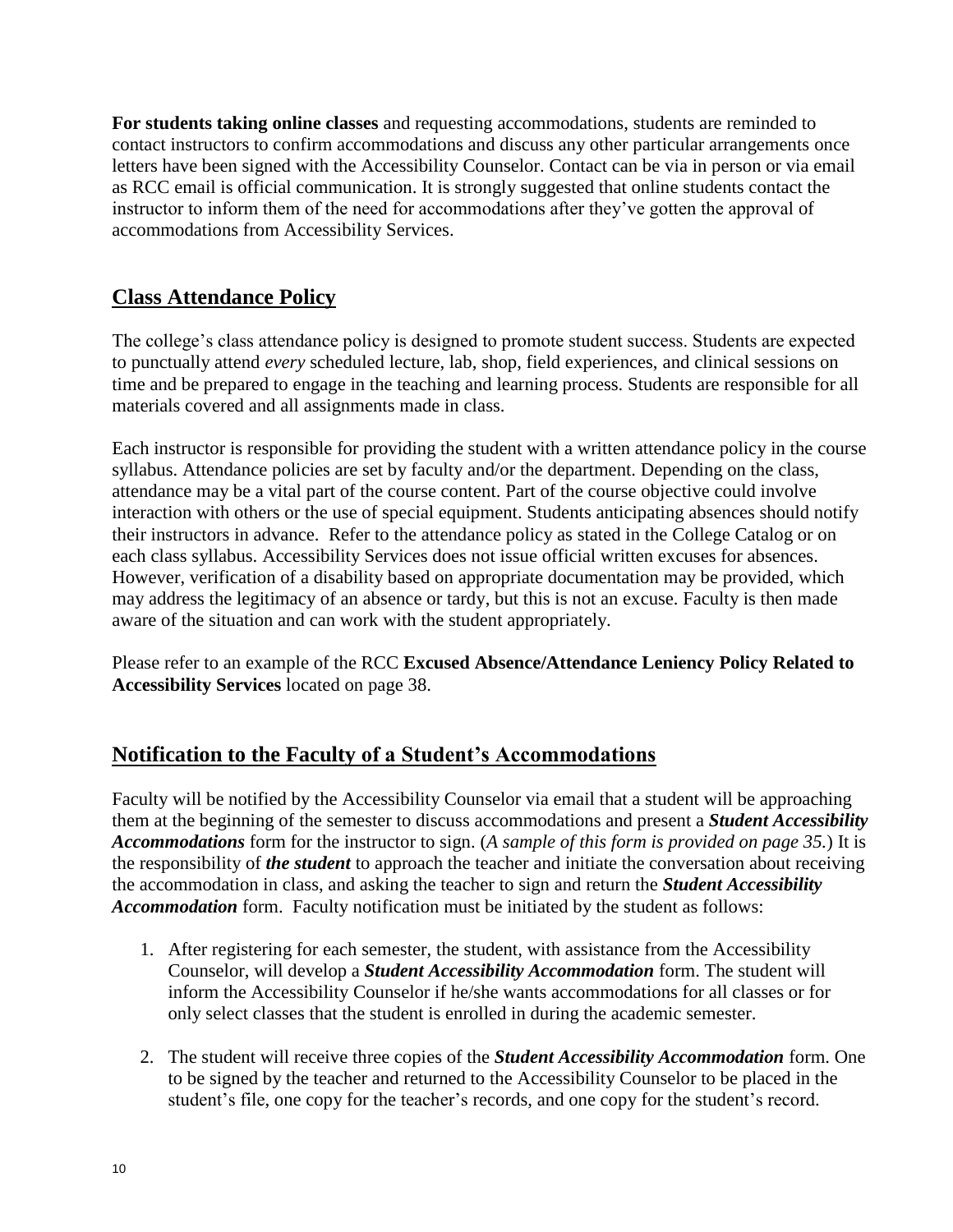**For students taking online classes** and requesting accommodations, students are reminded to contact instructors to confirm accommodations and discuss any other particular arrangements once letters have been signed with the Accessibility Counselor. Contact can be via in person or via email as RCC email is official communication. It is strongly suggested that online students contact the instructor to inform them of the need for accommodations after they've gotten the approval of accommodations from Accessibility Services.

## Class Attendance Policy

The college's class attendance policy is designed to promote student success. Students are expected to punctually attend *every* scheduled lecture, lab, shop, field experiences, and clinical sessions on time and be prepared to engage in the teaching and learning process. Students are responsible for all materials covered and all assignments made in class.

Each instructor is responsible for providing the student with a written attendance policy in the course syllabus. Attendance policies are set by faculty and/or the department. Depending on the class, attendance may be a vital part of the course content. Part of the course objective could involve interaction with others or the use of special equipment. Students anticipating absences should notify their instructors in advance. Refer to the attendance policy as stated in the College Catalog or on each class syllabus. Accessibility Services does not issue official written excuses for absences. However, verification of a disability based on appropriate documentation may be provided, which may address the legitimacy of an absence or tardy, but this is not an excuse. Faculty is then made aware of the situation and can work with the student appropriately.

Please refer to an example of the RCC **Excused Absence/Attendance Leniency Policy Related to Accessibility Services** located on page 38.

## Notification to the Faculty of a Student's Accommodations

Faculty will be notified by the Accessibility Counselor via email that a student will be approaching them at the beginning of the semester to discuss accommodations and present a ***Student Accessibility Accommodations*** form for the instructor to sign. (*A sample of this form is provided on page 35.*) It is the responsibility of ***the student*** to approach the teacher and initiate the conversation about receiving the accommodation in class, and asking the teacher to sign and return the ***Student Accessibility Accommodation*** form. Faculty notification must be initiated by the student as follows:

1. After registering for each semester, the student, with assistance from the Accessibility Counselor, will develop a ***Student Accessibility Accommodation*** form. The student will inform the Accessibility Counselor if he/she wants accommodations for all classes or for only select classes that the student is enrolled in during the academic semester.

2. The student will receive three copies of the ***Student Accessibility Accommodation*** form. One to be signed by the teacher and returned to the Accessibility Counselor to be placed in the student's file, one copy for the teacher's records, and one copy for the student's record.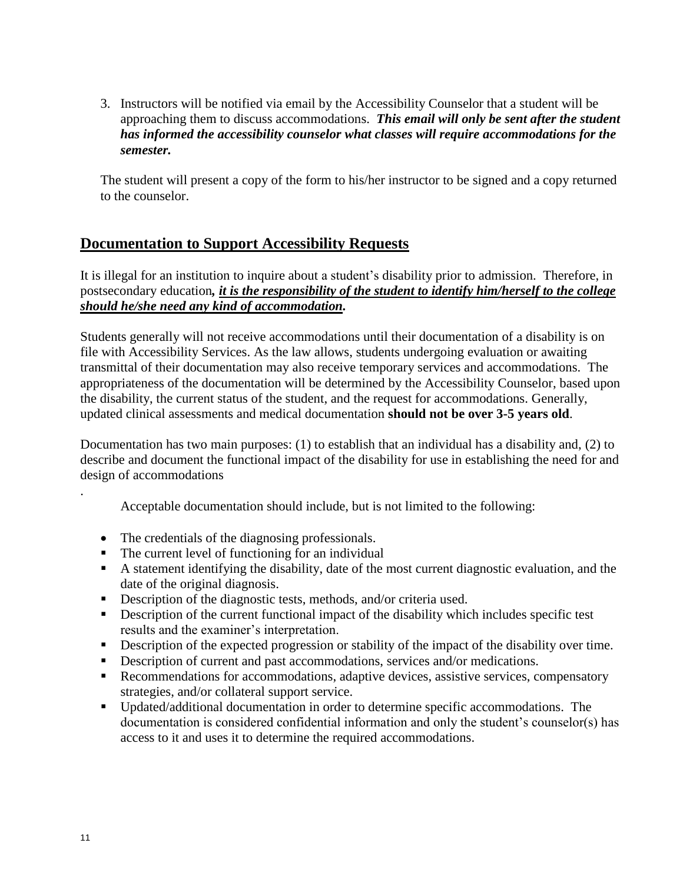3. Instructors will be notified via email by the Accessibility Counselor that a student will be approaching them to discuss accommodations. ***This email will only be sent after the student has informed the accessibility counselor what classes will require accommodations for the semester.***

   The student will present a copy of the form to his/her instructor to be signed and a copy returned to the counselor.

## Documentation to Support Accessibility Requests

It is illegal for an institution to inquire about a student's disability prior to admission. Therefore, in postsecondary education***, it is the responsibility of the student to identify him/herself to the college should he/she need any kind of accommodation.***

Students generally will not receive accommodations until their documentation of a disability is on file with Accessibility Services. As the law allows, students undergoing evaluation or awaiting transmittal of their documentation may also receive temporary services and accommodations. The appropriateness of the documentation will be determined by the Accessibility Counselor, based upon the disability, the current status of the student, and the request for accommodations. Generally, updated clinical assessments and medical documentation **should not be over 3-5 years old**.

Documentation has two main purposes: (1) to establish that an individual has a disability and, (2) to describe and document the functional impact of the disability for use in establishing the need for and design of accommodations

.

Acceptable documentation should include, but is not limited to the following:

- The credentials of the diagnosing professionals.
- The current level of functioning for an individual
- A statement identifying the disability, date of the most current diagnostic evaluation, and the date of the original diagnosis.
- Description of the diagnostic tests, methods, and/or criteria used.
- Description of the current functional impact of the disability which includes specific test results and the examiner's interpretation.
- Description of the expected progression or stability of the impact of the disability over time.
- Description of current and past accommodations, services and/or medications.
- Recommendations for accommodations, adaptive devices, assistive services, compensatory strategies, and/or collateral support service.
- Updated/additional documentation in order to determine specific accommodations. The documentation is considered confidential information and only the student's counselor(s) has access to it and uses it to determine the required accommodations.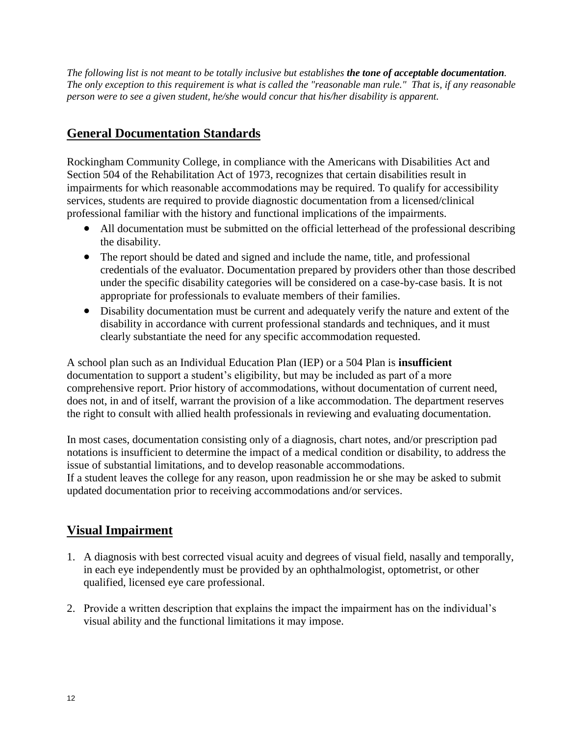*The following list is not meant to be totally inclusive but establishes **the tone of acceptable documentation**. The only exception to this requirement is what is called the "reasonable man rule." That is, if any reasonable person were to see a given student, he/she would concur that his/her disability is apparent.*

## General Documentation Standards

Rockingham Community College, in compliance with the Americans with Disabilities Act and Section 504 of the Rehabilitation Act of 1973, recognizes that certain disabilities result in impairments for which reasonable accommodations may be required. To qualify for accessibility services, students are required to provide diagnostic documentation from a licensed/clinical professional familiar with the history and functional implications of the impairments.

- All documentation must be submitted on the official letterhead of the professional describing the disability.
- The report should be dated and signed and include the name, title, and professional credentials of the evaluator. Documentation prepared by providers other than those described under the specific disability categories will be considered on a case-by-case basis. It is not appropriate for professionals to evaluate members of their families.
- Disability documentation must be current and adequately verify the nature and extent of the disability in accordance with current professional standards and techniques, and it must clearly substantiate the need for any specific accommodation requested.

A school plan such as an Individual Education Plan (IEP) or a 504 Plan is **insufficient** documentation to support a student's eligibility, but may be included as part of a more comprehensive report. Prior history of accommodations, without documentation of current need, does not, in and of itself, warrant the provision of a like accommodation. The department reserves the right to consult with allied health professionals in reviewing and evaluating documentation.

In most cases, documentation consisting only of a diagnosis, chart notes, and/or prescription pad notations is insufficient to determine the impact of a medical condition or disability, to address the issue of substantial limitations, and to develop reasonable accommodations.
If a student leaves the college for any reason, upon readmission he or she may be asked to submit updated documentation prior to receiving accommodations and/or services.

## Visual Impairment

1. A diagnosis with best corrected visual acuity and degrees of visual field, nasally and temporally, in each eye independently must be provided by an ophthalmologist, optometrist, or other qualified, licensed eye care professional.

2. Provide a written description that explains the impact the impairment has on the individual's visual ability and the functional limitations it may impose.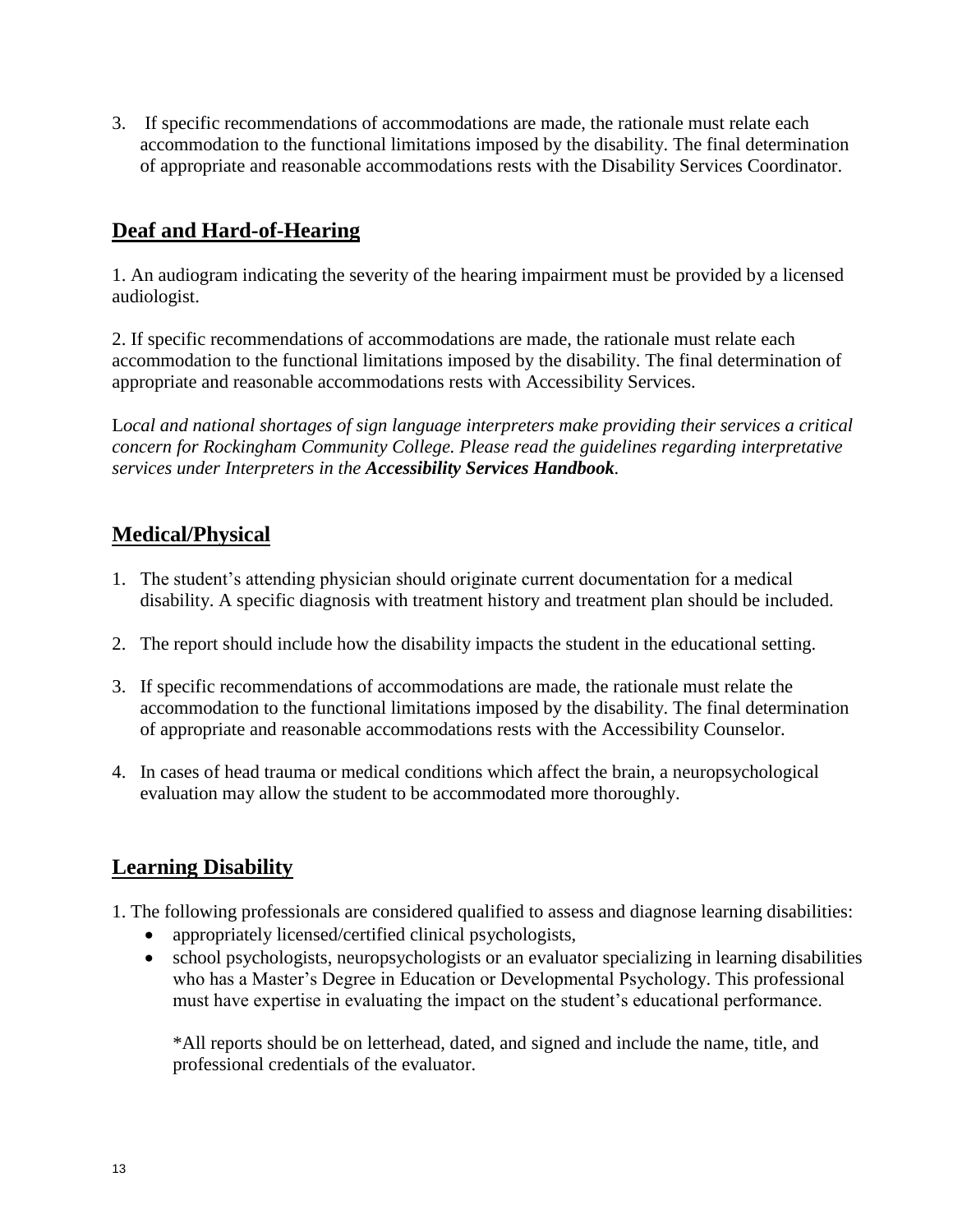3. If specific recommendations of accommodations are made, the rationale must relate each accommodation to the functional limitations imposed by the disability. The final determination of appropriate and reasonable accommodations rests with the Disability Services Coordinator.

## Deaf and Hard-of-Hearing

1. An audiogram indicating the severity of the hearing impairment must be provided by a licensed audiologist.

2. If specific recommendations of accommodations are made, the rationale must relate each accommodation to the functional limitations imposed by the disability. The final determination of appropriate and reasonable accommodations rests with Accessibility Services.

*Local and national shortages of sign language interpreters make providing their services a critical concern for Rockingham Community College. Please read the guidelines regarding interpretative services under Interpreters in the **Accessibility Services Handbook**.*

## Medical/Physical

1. The student's attending physician should originate current documentation for a medical disability. A specific diagnosis with treatment history and treatment plan should be included.

2. The report should include how the disability impacts the student in the educational setting.

3. If specific recommendations of accommodations are made, the rationale must relate the accommodation to the functional limitations imposed by the disability. The final determination of appropriate and reasonable accommodations rests with the Accessibility Counselor.

4. In cases of head trauma or medical conditions which affect the brain, a neuropsychological evaluation may allow the student to be accommodated more thoroughly.

## Learning Disability

1. The following professionals are considered qualified to assess and diagnose learning disabilities:
   - appropriately licensed/certified clinical psychologists,
   - school psychologists, neuropsychologists or an evaluator specializing in learning disabilities who has a Master's Degree in Education or Developmental Psychology. This professional must have expertise in evaluating the impact on the student's educational performance.

   *All reports should be on letterhead, dated, and signed and include the name, title, and professional credentials of the evaluator.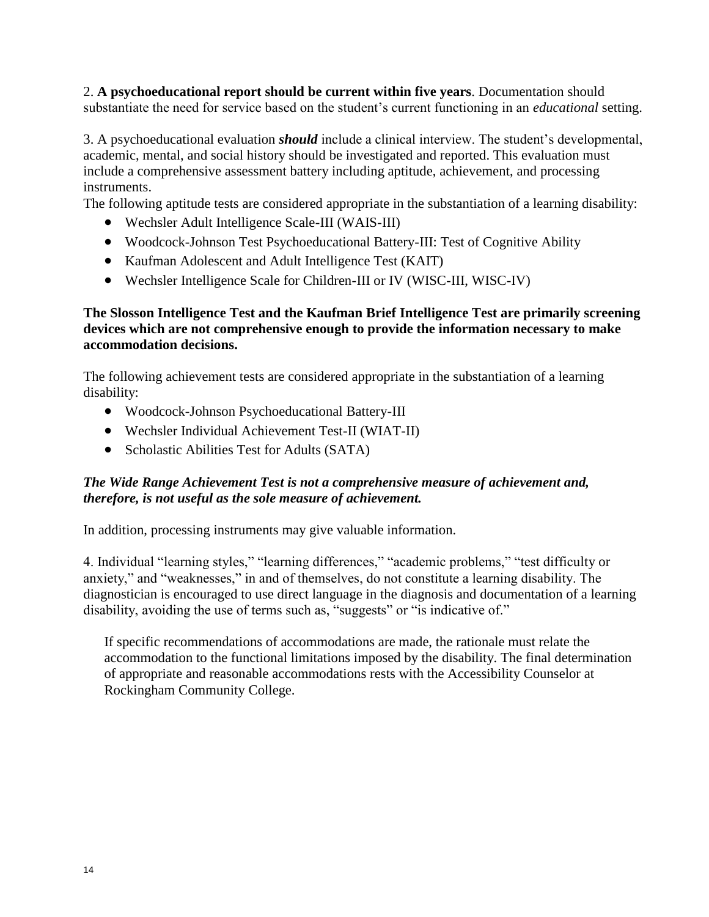2. **A psychoeducational report should be current within five years**. Documentation should substantiate the need for service based on the student's current functioning in an *educational* setting.

3. A psychoeducational evaluation ***should*** include a clinical interview. The student's developmental, academic, mental, and social history should be investigated and reported. This evaluation must include a comprehensive assessment battery including aptitude, achievement, and processing instruments.

The following aptitude tests are considered appropriate in the substantiation of a learning disability:

- Wechsler Adult Intelligence Scale-III (WAIS-III)
- Woodcock-Johnson Test Psychoeducational Battery-III: Test of Cognitive Ability
- Kaufman Adolescent and Adult Intelligence Test (KAIT)
- Wechsler Intelligence Scale for Children-III or IV (WISC-III, WISC-IV)

**The Slosson Intelligence Test and the Kaufman Brief Intelligence Test are primarily screening devices which are not comprehensive enough to provide the information necessary to make accommodation decisions.**

The following achievement tests are considered appropriate in the substantiation of a learning disability:

- Woodcock-Johnson Psychoeducational Battery-III
- Wechsler Individual Achievement Test-II (WIAT-II)
- Scholastic Abilities Test for Adults (SATA)

***The Wide Range Achievement Test is not a comprehensive measure of achievement and, therefore, is not useful as the sole measure of achievement.***

In addition, processing instruments may give valuable information.

4. Individual "learning styles," "learning differences," "academic problems," "test difficulty or anxiety," and "weaknesses," in and of themselves, do not constitute a learning disability. The diagnostician is encouraged to use direct language in the diagnosis and documentation of a learning disability, avoiding the use of terms such as, "suggests" or "is indicative of."

If specific recommendations of accommodations are made, the rationale must relate the accommodation to the functional limitations imposed by the disability. The final determination of appropriate and reasonable accommodations rests with the Accessibility Counselor at Rockingham Community College.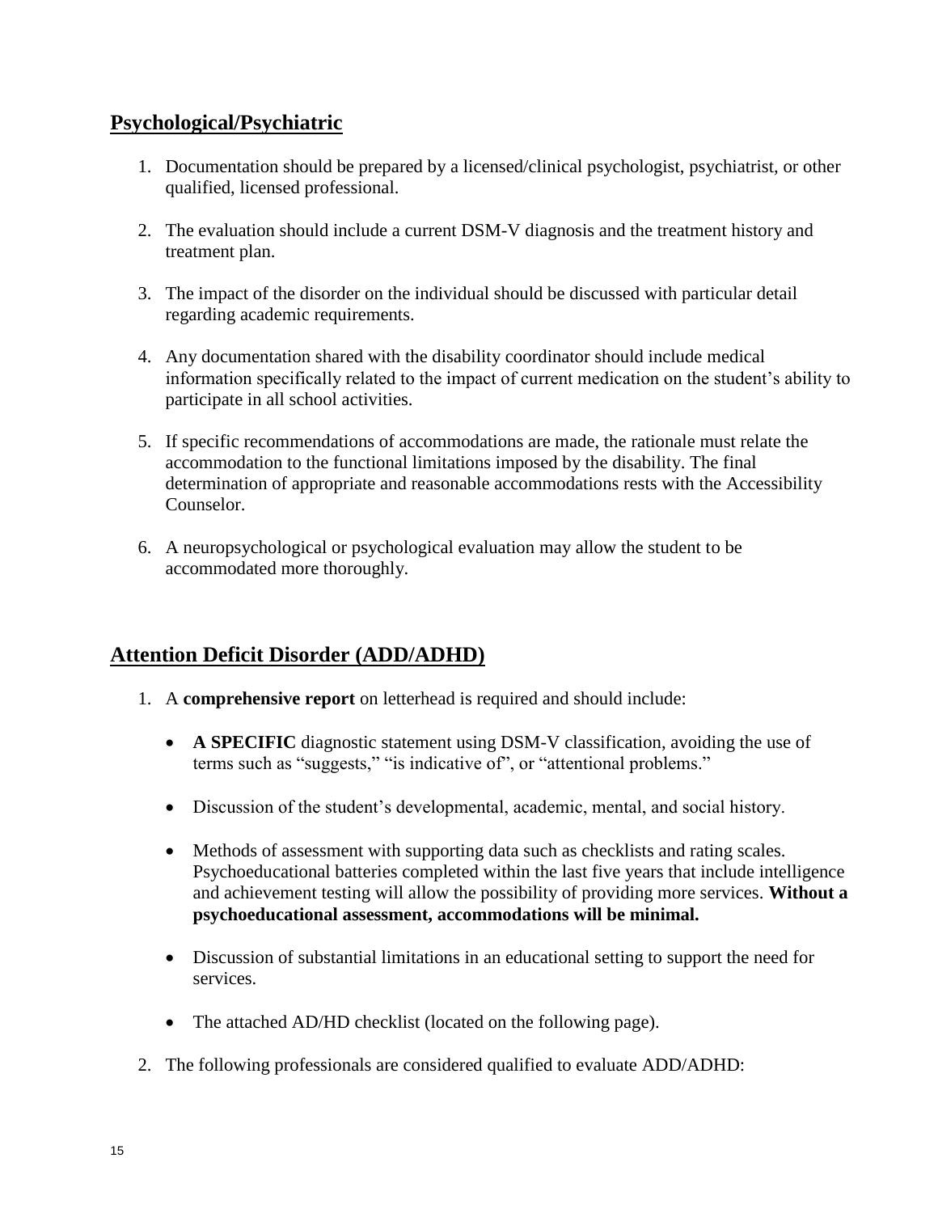## Psychological/Psychiatric

1. Documentation should be prepared by a licensed/clinical psychologist, psychiatrist, or other qualified, licensed professional.

2. The evaluation should include a current DSM-V diagnosis and the treatment history and treatment plan.

3. The impact of the disorder on the individual should be discussed with particular detail regarding academic requirements.

4. Any documentation shared with the disability coordinator should include medical information specifically related to the impact of current medication on the student's ability to participate in all school activities.

5. If specific recommendations of accommodations are made, the rationale must relate the accommodation to the functional limitations imposed by the disability. The final determination of appropriate and reasonable accommodations rests with the Accessibility Counselor.

6. A neuropsychological or psychological evaluation may allow the student to be accommodated more thoroughly.

## Attention Deficit Disorder (ADD/ADHD)

1. A **comprehensive report** on letterhead is required and should include:

    - **A SPECIFIC** diagnostic statement using DSM-V classification, avoiding the use of terms such as "suggests," "is indicative of", or "attentional problems."

    - Discussion of the student's developmental, academic, mental, and social history.

    - Methods of assessment with supporting data such as checklists and rating scales. Psychoeducational batteries completed within the last five years that include intelligence and achievement testing will allow the possibility of providing more services. **Without a psychoeducational assessment, accommodations will be minimal.**

    - Discussion of substantial limitations in an educational setting to support the need for services.

    - The attached AD/HD checklist (located on the following page).

2. The following professionals are considered qualified to evaluate ADD/ADHD: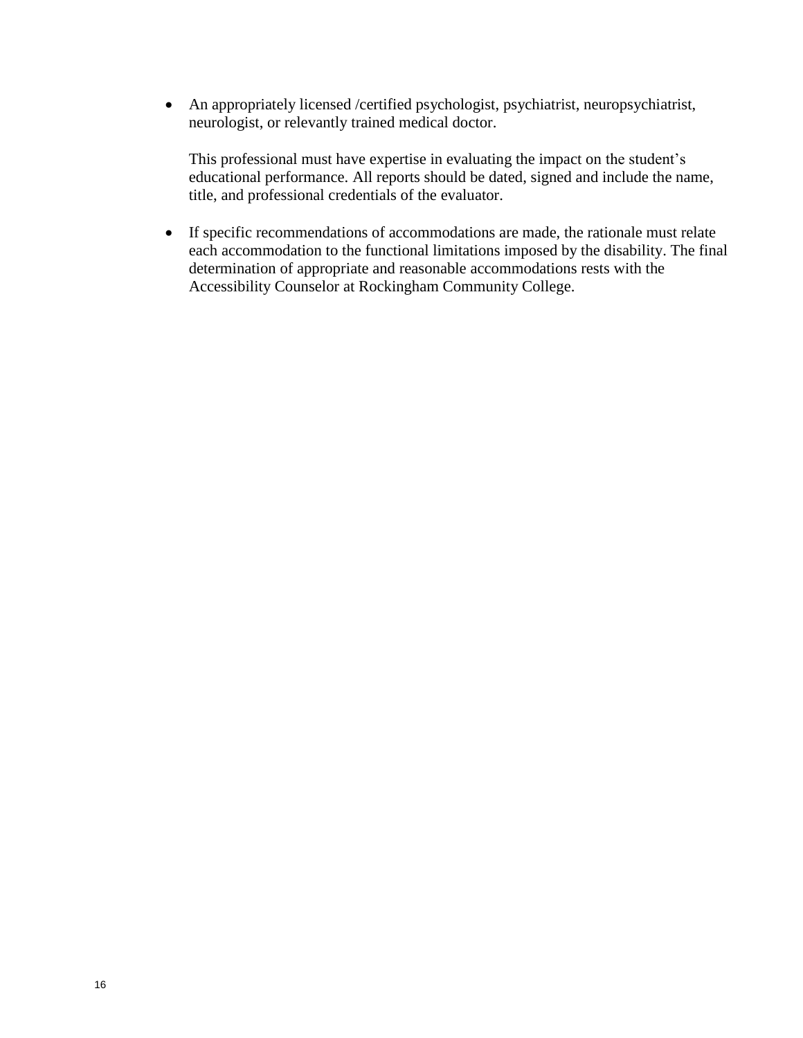- An appropriately licensed /certified psychologist, psychiatrist, neuropsychiatrist, neurologist, or relevantly trained medical doctor.

  This professional must have expertise in evaluating the impact on the student's educational performance. All reports should be dated, signed and include the name, title, and professional credentials of the evaluator.

- If specific recommendations of accommodations are made, the rationale must relate each accommodation to the functional limitations imposed by the disability. The final determination of appropriate and reasonable accommodations rests with the Accessibility Counselor at Rockingham Community College.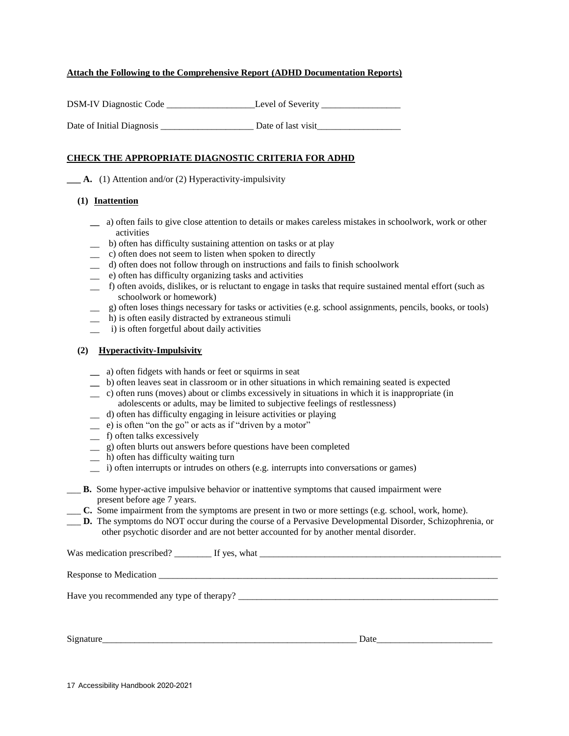**Attach the Following to the Comprehensive Report (ADHD Documentation Reports)**

DSM-IV Diagnostic Code ___________________Level of Severity _________________

Date of Initial Diagnosis ____________________ Date of last visit__________________

**CHECK THE APPROPRIATE DIAGNOSTIC CRITERIA FOR ADHD**

___ **A.** (1) Attention and/or (2) Hyperactivity-impulsivity

**(1) Inattention**

- __ a) often fails to give close attention to details or makes careless mistakes in schoolwork, work or other activities
- __ b) often has difficulty sustaining attention on tasks or at play
- __ c) often does not seem to listen when spoken to directly
- __ d) often does not follow through on instructions and fails to finish schoolwork
- __ e) often has difficulty organizing tasks and activities
- __ f) often avoids, dislikes, or is reluctant to engage in tasks that require sustained mental effort (such as schoolwork or homework)
- __ g) often loses things necessary for tasks or activities (e.g. school assignments, pencils, books, or tools)
- __ h) is often easily distracted by extraneous stimuli
- __ i) is often forgetful about daily activities

**(2) Hyperactivity-Impulsivity**

- __ a) often fidgets with hands or feet or squirms in seat
- __ b) often leaves seat in classroom or in other situations in which remaining seated is expected
- __ c) often runs (moves) about or climbs excessively in situations in which it is inappropriate (in adolescents or adults, may be limited to subjective feelings of restlessness)
- __ d) often has difficulty engaging in leisure activities or playing
- __ e) is often "on the go" or acts as if "driven by a motor"
- __ f) often talks excessively
- __ g) often blurts out answers before questions have been completed
- __ h) often has difficulty waiting turn
- __ i) often interrupts or intrudes on others (e.g. interrupts into conversations or games)

___ **B.** Some hyper-active impulsive behavior or inattentive symptoms that caused impairment were present before age 7 years.

___ **C.** Some impairment from the symptoms are present in two or more settings (e.g. school, work, home).

___ **D.** The symptoms do NOT occur during the course of a Pervasive Developmental Disorder, Schizophrenia, or other psychotic disorder and are not better accounted for by another mental disorder.

Was medication prescribed? ________ If yes, what ______________________________________________________

Response to Medication ______________________________________________________________________________

Have you recommended any type of therapy? __________________________________________________________

Signature_________________________________________________________ Date_________________________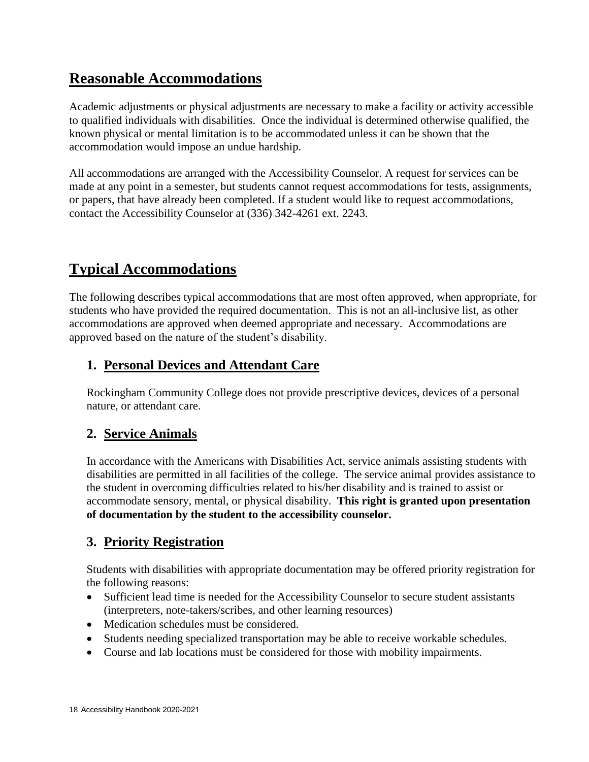## Reasonable Accommodations

Academic adjustments or physical adjustments are necessary to make a facility or activity accessible to qualified individuals with disabilities. Once the individual is determined otherwise qualified, the known physical or mental limitation is to be accommodated unless it can be shown that the accommodation would impose an undue hardship.

All accommodations are arranged with the Accessibility Counselor. A request for services can be made at any point in a semester, but students cannot request accommodations for tests, assignments, or papers, that have already been completed. If a student would like to request accommodations, contact the Accessibility Counselor at (336) 342-4261 ext. 2243.

## Typical Accommodations

The following describes typical accommodations that are most often approved, when appropriate, for students who have provided the required documentation. This is not an all-inclusive list, as other accommodations are approved when deemed appropriate and necessary. Accommodations are approved based on the nature of the student's disability.

### 1. Personal Devices and Attendant Care

Rockingham Community College does not provide prescriptive devices, devices of a personal nature, or attendant care.

### 2. Service Animals

In accordance with the Americans with Disabilities Act, service animals assisting students with disabilities are permitted in all facilities of the college. The service animal provides assistance to the student in overcoming difficulties related to his/her disability and is trained to assist or accommodate sensory, mental, or physical disability. **This right is granted upon presentation of documentation by the student to the accessibility counselor.**

### 3. Priority Registration

Students with disabilities with appropriate documentation may be offered priority registration for the following reasons:

- Sufficient lead time is needed for the Accessibility Counselor to secure student assistants (interpreters, note-takers/scribes, and other learning resources)
- Medication schedules must be considered.
- Students needing specialized transportation may be able to receive workable schedules.
- Course and lab locations must be considered for those with mobility impairments.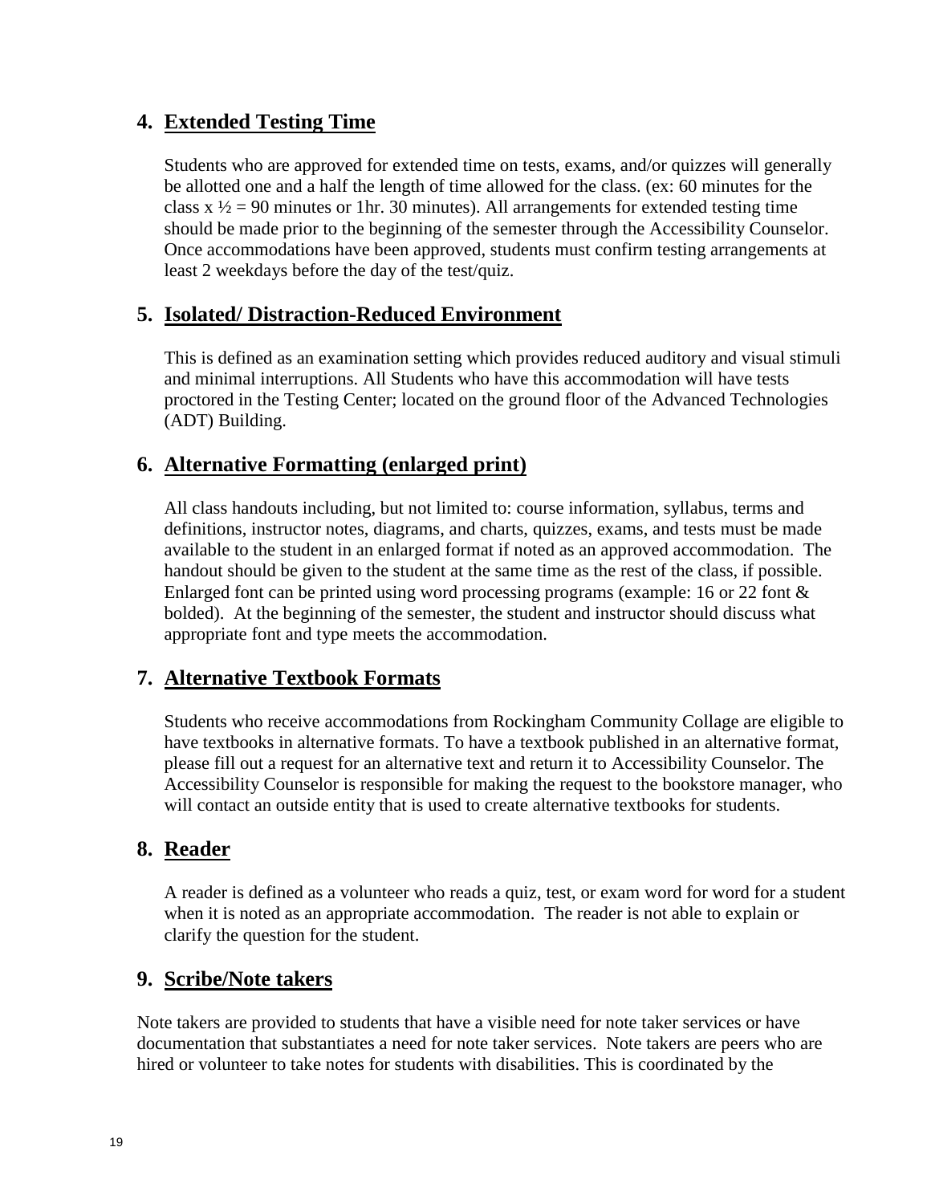## 4. Extended Testing Time

Students who are approved for extended time on tests, exams, and/or quizzes will generally be allotted one and a half the length of time allowed for the class. (ex: 60 minutes for the class x ½ = 90 minutes or 1hr. 30 minutes). All arrangements for extended testing time should be made prior to the beginning of the semester through the Accessibility Counselor. Once accommodations have been approved, students must confirm testing arrangements at least 2 weekdays before the day of the test/quiz.

## 5. Isolated/ Distraction-Reduced Environment

This is defined as an examination setting which provides reduced auditory and visual stimuli and minimal interruptions. All Students who have this accommodation will have tests proctored in the Testing Center; located on the ground floor of the Advanced Technologies (ADT) Building.

## 6. Alternative Formatting (enlarged print)

All class handouts including, but not limited to: course information, syllabus, terms and definitions, instructor notes, diagrams, and charts, quizzes, exams, and tests must be made available to the student in an enlarged format if noted as an approved accommodation. The handout should be given to the student at the same time as the rest of the class, if possible. Enlarged font can be printed using word processing programs (example: 16 or 22 font & bolded). At the beginning of the semester, the student and instructor should discuss what appropriate font and type meets the accommodation.

## 7. Alternative Textbook Formats

Students who receive accommodations from Rockingham Community Collage are eligible to have textbooks in alternative formats. To have a textbook published in an alternative format, please fill out a request for an alternative text and return it to Accessibility Counselor. The Accessibility Counselor is responsible for making the request to the bookstore manager, who will contact an outside entity that is used to create alternative textbooks for students.

## 8. Reader

A reader is defined as a volunteer who reads a quiz, test, or exam word for word for a student when it is noted as an appropriate accommodation. The reader is not able to explain or clarify the question for the student.

## 9. Scribe/Note takers

Note takers are provided to students that have a visible need for note taker services or have documentation that substantiates a need for note taker services. Note takers are peers who are hired or volunteer to take notes for students with disabilities. This is coordinated by the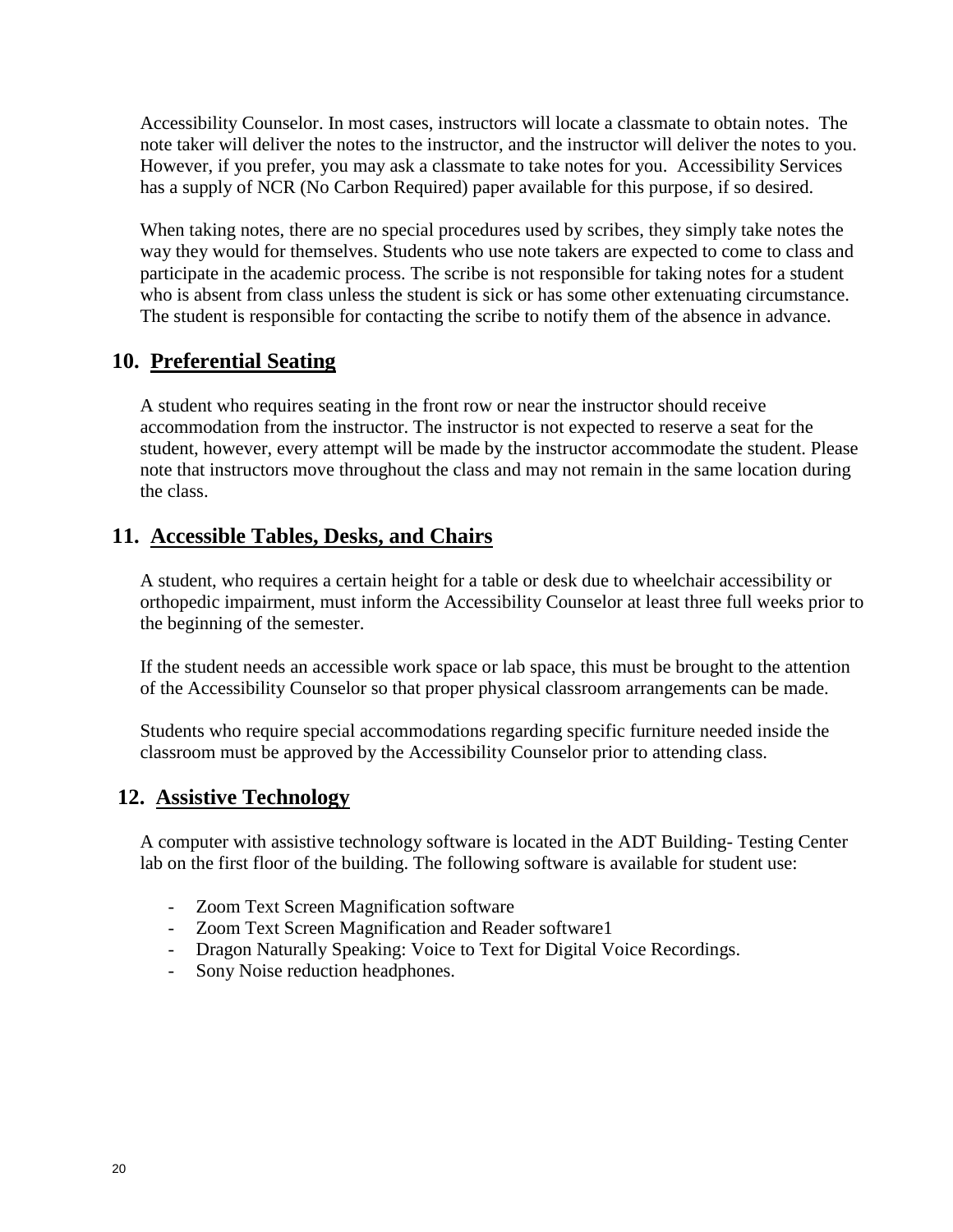Accessibility Counselor. In most cases, instructors will locate a classmate to obtain notes. The note taker will deliver the notes to the instructor, and the instructor will deliver the notes to you. However, if you prefer, you may ask a classmate to take notes for you. Accessibility Services has a supply of NCR (No Carbon Required) paper available for this purpose, if so desired.

When taking notes, there are no special procedures used by scribes, they simply take notes the way they would for themselves. Students who use note takers are expected to come to class and participate in the academic process. The scribe is not responsible for taking notes for a student who is absent from class unless the student is sick or has some other extenuating circumstance. The student is responsible for contacting the scribe to notify them of the absence in advance.

## 10. Preferential Seating

A student who requires seating in the front row or near the instructor should receive accommodation from the instructor. The instructor is not expected to reserve a seat for the student, however, every attempt will be made by the instructor accommodate the student. Please note that instructors move throughout the class and may not remain in the same location during the class.

## 11. Accessible Tables, Desks, and Chairs

A student, who requires a certain height for a table or desk due to wheelchair accessibility or orthopedic impairment, must inform the Accessibility Counselor at least three full weeks prior to the beginning of the semester.

If the student needs an accessible work space or lab space, this must be brought to the attention of the Accessibility Counselor so that proper physical classroom arrangements can be made.

Students who require special accommodations regarding specific furniture needed inside the classroom must be approved by the Accessibility Counselor prior to attending class.

## 12. Assistive Technology

A computer with assistive technology software is located in the ADT Building- Testing Center lab on the first floor of the building. The following software is available for student use:

- Zoom Text Screen Magnification software
- Zoom Text Screen Magnification and Reader software1
- Dragon Naturally Speaking: Voice to Text for Digital Voice Recordings.
- Sony Noise reduction headphones.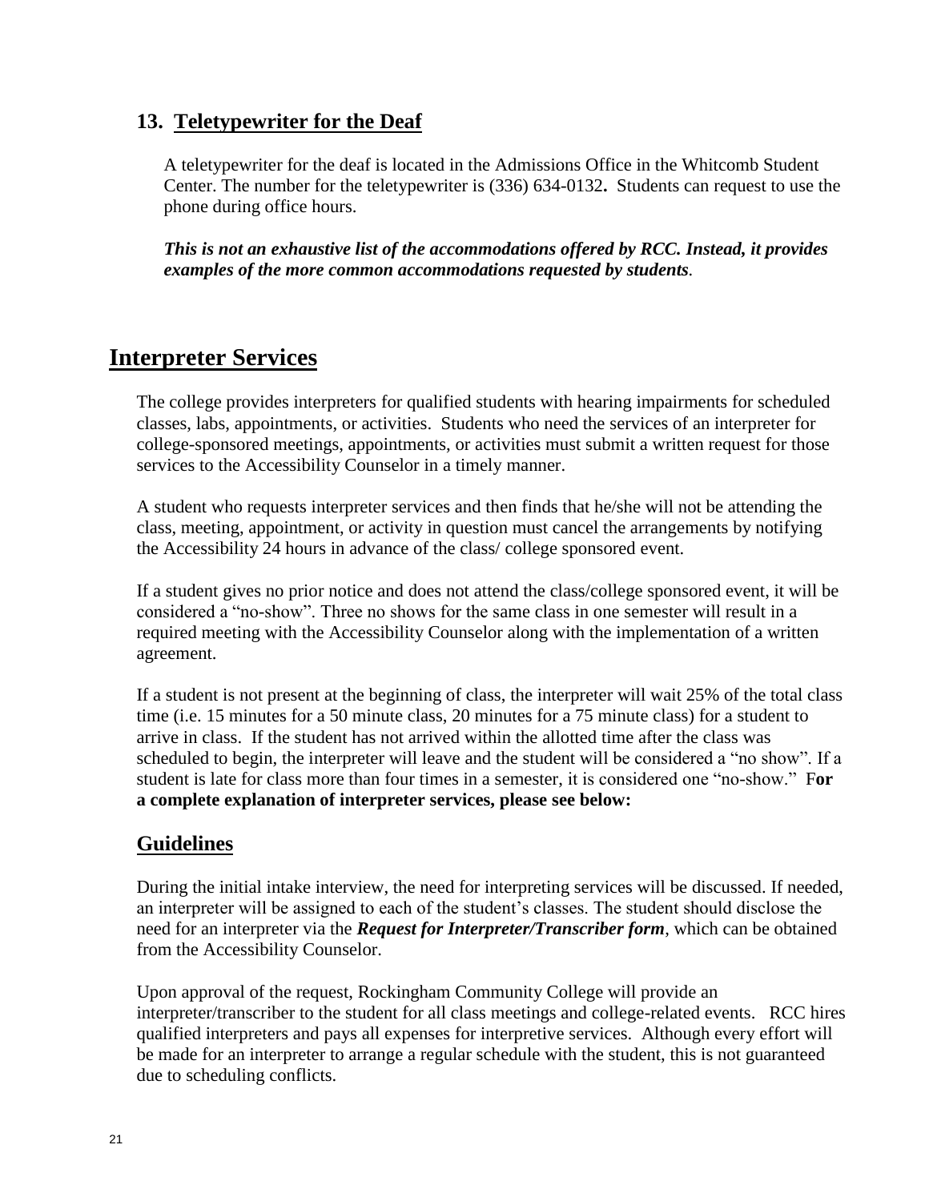### 13. Teletypewriter for the Deaf

A teletypewriter for the deaf is located in the Admissions Office in the Whitcomb Student Center. The number for the teletypewriter is (336) 634-0132**.** Students can request to use the phone during office hours.

***This is not an exhaustive list of the accommodations offered by RCC. Instead, it provides examples of the more common accommodations requested by students****.*

## Interpreter Services

The college provides interpreters for qualified students with hearing impairments for scheduled classes, labs, appointments, or activities. Students who need the services of an interpreter for college-sponsored meetings, appointments, or activities must submit a written request for those services to the Accessibility Counselor in a timely manner.

A student who requests interpreter services and then finds that he/she will not be attending the class, meeting, appointment, or activity in question must cancel the arrangements by notifying the Accessibility 24 hours in advance of the class/ college sponsored event.

If a student gives no prior notice and does not attend the class/college sponsored event, it will be considered a "no-show". Three no shows for the same class in one semester will result in a required meeting with the Accessibility Counselor along with the implementation of a written agreement.

If a student is not present at the beginning of class, the interpreter will wait 25% of the total class time (i.e. 15 minutes for a 50 minute class, 20 minutes for a 75 minute class) for a student to arrive in class. If the student has not arrived within the allotted time after the class was scheduled to begin, the interpreter will leave and the student will be considered a "no show". If a student is late for class more than four times in a semester, it is considered one "no-show." F**or a complete explanation of interpreter services, please see below:**

### Guidelines

During the initial intake interview, the need for interpreting services will be discussed. If needed, an interpreter will be assigned to each of the student's classes. The student should disclose the need for an interpreter via the ***Request for Interpreter/Transcriber form***, which can be obtained from the Accessibility Counselor.

Upon approval of the request, Rockingham Community College will provide an interpreter/transcriber to the student for all class meetings and college-related events. RCC hires qualified interpreters and pays all expenses for interpretive services. Although every effort will be made for an interpreter to arrange a regular schedule with the student, this is not guaranteed due to scheduling conflicts.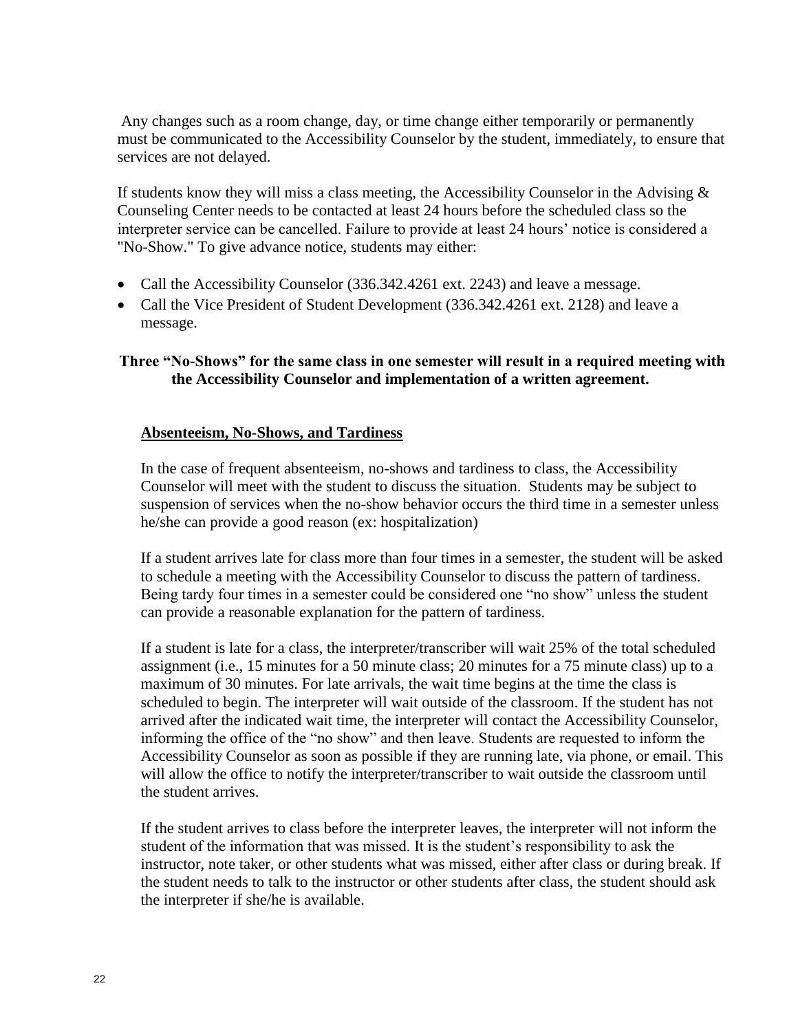Any changes such as a room change, day, or time change either temporarily or permanently must be communicated to the Accessibility Counselor by the student, immediately, to ensure that services are not delayed.

If students know they will miss a class meeting, the Accessibility Counselor in the Advising & Counseling Center needs to be contacted at least 24 hours before the scheduled class so the interpreter service can be cancelled. Failure to provide at least 24 hours' notice is considered a "No-Show." To give advance notice, students may either:

- Call the Accessibility Counselor (336.342.4261 ext. 2243) and leave a message.
- Call the Vice President of Student Development (336.342.4261 ext. 2128) and leave a message.

**Three "No-Shows" for the same class in one semester will result in a required meeting with the Accessibility Counselor and implementation of a written agreement.**

**<u>Absenteeism, No-Shows, and Tardiness</u>**

In the case of frequent absenteeism, no-shows and tardiness to class, the Accessibility Counselor will meet with the student to discuss the situation. Students may be subject to suspension of services when the no-show behavior occurs the third time in a semester unless he/she can provide a good reason (ex: hospitalization)

If a student arrives late for class more than four times in a semester, the student will be asked to schedule a meeting with the Accessibility Counselor to discuss the pattern of tardiness. Being tardy four times in a semester could be considered one "no show" unless the student can provide a reasonable explanation for the pattern of tardiness.

If a student is late for a class, the interpreter/transcriber will wait 25% of the total scheduled assignment (i.e., 15 minutes for a 50 minute class; 20 minutes for a 75 minute class) up to a maximum of 30 minutes. For late arrivals, the wait time begins at the time the class is scheduled to begin. The interpreter will wait outside of the classroom. If the student has not arrived after the indicated wait time, the interpreter will contact the Accessibility Counselor, informing the office of the "no show" and then leave. Students are requested to inform the Accessibility Counselor as soon as possible if they are running late, via phone, or email. This will allow the office to notify the interpreter/transcriber to wait outside the classroom until the student arrives.

If the student arrives to class before the interpreter leaves, the interpreter will not inform the student of the information that was missed. It is the student's responsibility to ask the instructor, note taker, or other students what was missed, either after class or during break. If the student needs to talk to the instructor or other students after class, the student should ask the interpreter if she/he is available.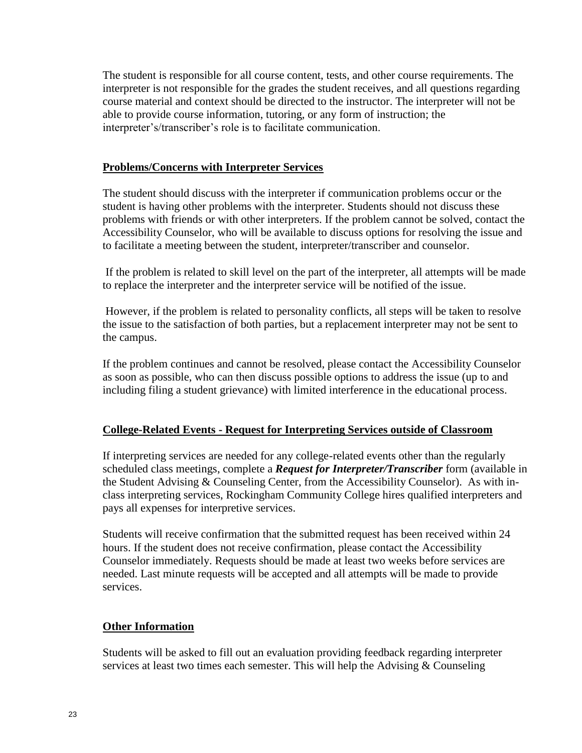The student is responsible for all course content, tests, and other course requirements. The interpreter is not responsible for the grades the student receives, and all questions regarding course material and context should be directed to the instructor. The interpreter will not be able to provide course information, tutoring, or any form of instruction; the interpreter's/transcriber's role is to facilitate communication.

**Problems/Concerns with Interpreter Services**

The student should discuss with the interpreter if communication problems occur or the student is having other problems with the interpreter. Students should not discuss these problems with friends or with other interpreters. If the problem cannot be solved, contact the Accessibility Counselor, who will be available to discuss options for resolving the issue and to facilitate a meeting between the student, interpreter/transcriber and counselor.

If the problem is related to skill level on the part of the interpreter, all attempts will be made to replace the interpreter and the interpreter service will be notified of the issue.

However, if the problem is related to personality conflicts, all steps will be taken to resolve the issue to the satisfaction of both parties, but a replacement interpreter may not be sent to the campus.

If the problem continues and cannot be resolved, please contact the Accessibility Counselor as soon as possible, who can then discuss possible options to address the issue (up to and including filing a student grievance) with limited interference in the educational process.

**College-Related Events - Request for Interpreting Services outside of Classroom**

If interpreting services are needed for any college-related events other than the regularly scheduled class meetings, complete a ***Request for Interpreter/Transcriber*** form (available in the Student Advising & Counseling Center, from the Accessibility Counselor). As with in-class interpreting services, Rockingham Community College hires qualified interpreters and pays all expenses for interpretive services.

Students will receive confirmation that the submitted request has been received within 24 hours. If the student does not receive confirmation, please contact the Accessibility Counselor immediately. Requests should be made at least two weeks before services are needed. Last minute requests will be accepted and all attempts will be made to provide services.

**Other Information**

Students will be asked to fill out an evaluation providing feedback regarding interpreter services at least two times each semester. This will help the Advising & Counseling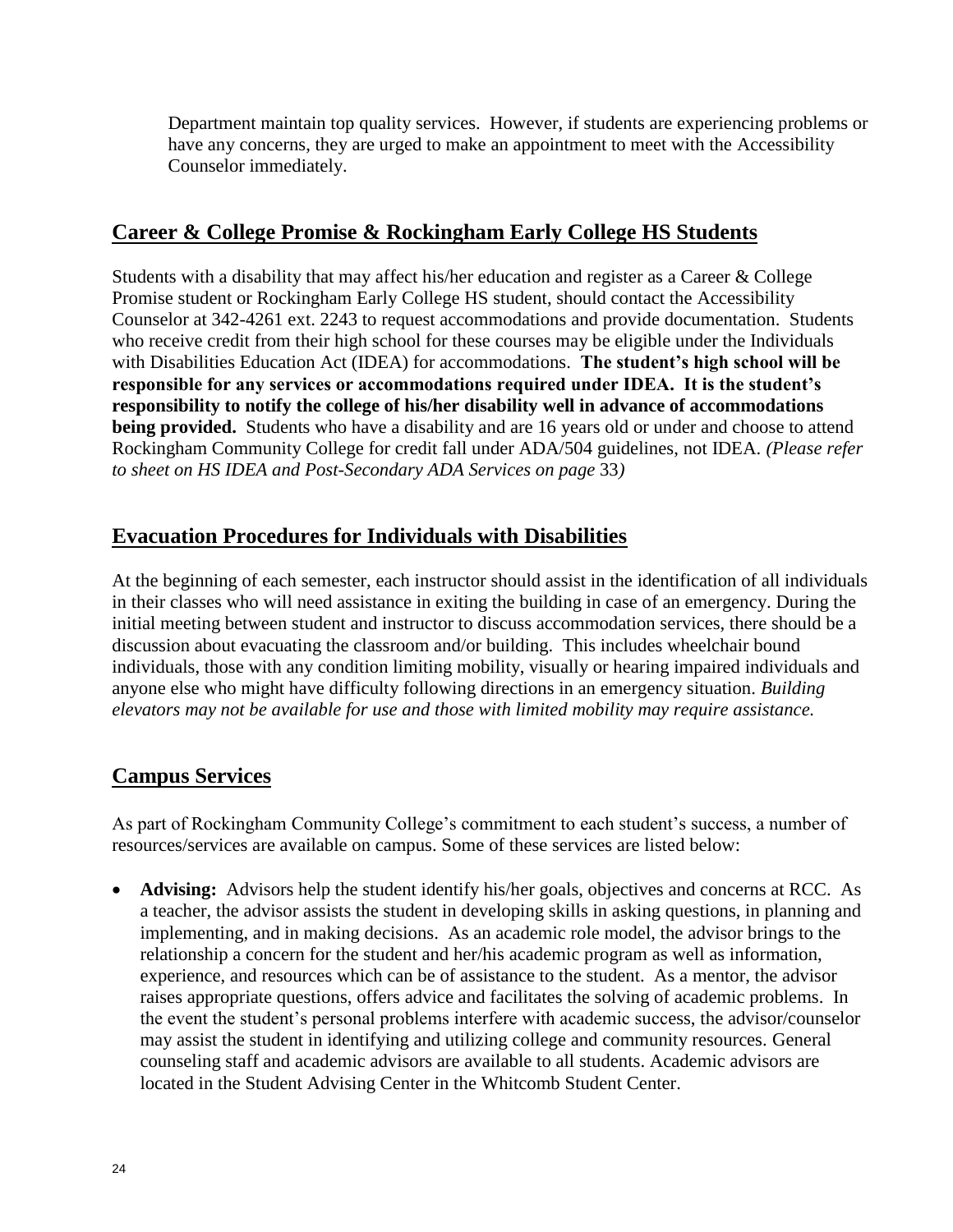Department maintain top quality services. However, if students are experiencing problems or have any concerns, they are urged to make an appointment to meet with the Accessibility Counselor immediately.

## Career & College Promise & Rockingham Early College HS Students

Students with a disability that may affect his/her education and register as a Career & College Promise student or Rockingham Early College HS student, should contact the Accessibility Counselor at 342-4261 ext. 2243 to request accommodations and provide documentation. Students who receive credit from their high school for these courses may be eligible under the Individuals with Disabilities Education Act (IDEA) for accommodations. **The student's high school will be responsible for any services or accommodations required under IDEA. It is the student's responsibility to notify the college of his/her disability well in advance of accommodations being provided.** Students who have a disability and are 16 years old or under and choose to attend Rockingham Community College for credit fall under ADA/504 guidelines, not IDEA. *(Please refer to sheet on HS IDEA and Post-Secondary ADA Services on page* 33*)*

## Evacuation Procedures for Individuals with Disabilities

At the beginning of each semester, each instructor should assist in the identification of all individuals in their classes who will need assistance in exiting the building in case of an emergency. During the initial meeting between student and instructor to discuss accommodation services, there should be a discussion about evacuating the classroom and/or building. This includes wheelchair bound individuals, those with any condition limiting mobility, visually or hearing impaired individuals and anyone else who might have difficulty following directions in an emergency situation. *Building elevators may not be available for use and those with limited mobility may require assistance.*

## Campus Services

As part of Rockingham Community College's commitment to each student's success, a number of resources/services are available on campus. Some of these services are listed below:

- **Advising:** Advisors help the student identify his/her goals, objectives and concerns at RCC. As a teacher, the advisor assists the student in developing skills in asking questions, in planning and implementing, and in making decisions. As an academic role model, the advisor brings to the relationship a concern for the student and her/his academic program as well as information, experience, and resources which can be of assistance to the student. As a mentor, the advisor raises appropriate questions, offers advice and facilitates the solving of academic problems. In the event the student's personal problems interfere with academic success, the advisor/counselor may assist the student in identifying and utilizing college and community resources. General counseling staff and academic advisors are available to all students. Academic advisors are located in the Student Advising Center in the Whitcomb Student Center.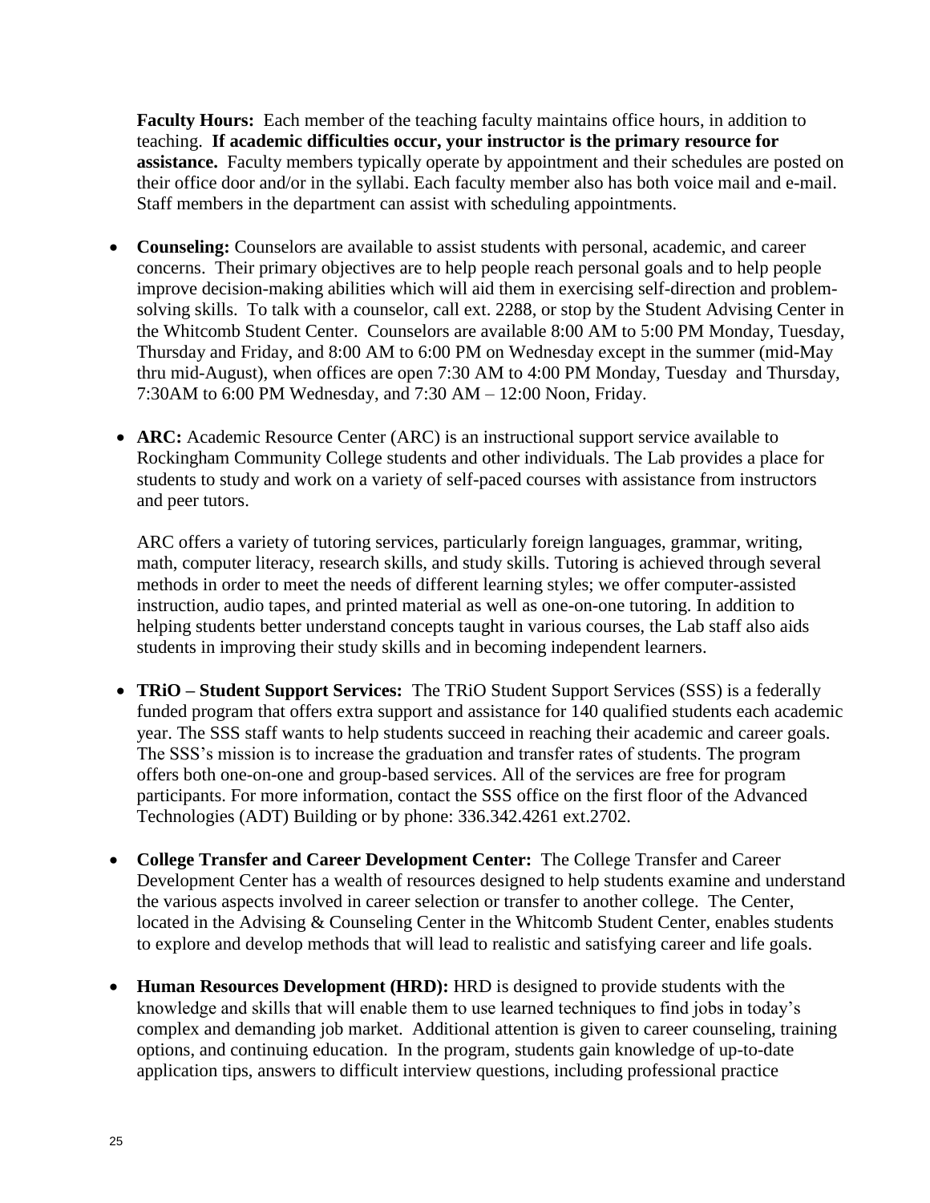**Faculty Hours:** Each member of the teaching faculty maintains office hours, in addition to teaching. **If academic difficulties occur, your instructor is the primary resource for assistance.** Faculty members typically operate by appointment and their schedules are posted on their office door and/or in the syllabi. Each faculty member also has both voice mail and e-mail. Staff members in the department can assist with scheduling appointments.

- **Counseling:** Counselors are available to assist students with personal, academic, and career concerns. Their primary objectives are to help people reach personal goals and to help people improve decision-making abilities which will aid them in exercising self-direction and problem-solving skills. To talk with a counselor, call ext. 2288, or stop by the Student Advising Center in the Whitcomb Student Center. Counselors are available 8:00 AM to 5:00 PM Monday, Tuesday, Thursday and Friday, and 8:00 AM to 6:00 PM on Wednesday except in the summer (mid-May thru mid-August), when offices are open 7:30 AM to 4:00 PM Monday, Tuesday and Thursday, 7:30AM to 6:00 PM Wednesday, and 7:30 AM – 12:00 Noon, Friday.

- **ARC:** Academic Resource Center (ARC) is an instructional support service available to Rockingham Community College students and other individuals. The Lab provides a place for students to study and work on a variety of self-paced courses with assistance from instructors and peer tutors.

  ARC offers a variety of tutoring services, particularly foreign languages, grammar, writing, math, computer literacy, research skills, and study skills. Tutoring is achieved through several methods in order to meet the needs of different learning styles; we offer computer-assisted instruction, audio tapes, and printed material as well as one-on-one tutoring. In addition to helping students better understand concepts taught in various courses, the Lab staff also aids students in improving their study skills and in becoming independent learners.

- **TRiO – Student Support Services:** The TRiO Student Support Services (SSS) is a federally funded program that offers extra support and assistance for 140 qualified students each academic year. The SSS staff wants to help students succeed in reaching their academic and career goals. The SSS's mission is to increase the graduation and transfer rates of students. The program offers both one-on-one and group-based services. All of the services are free for program participants. For more information, contact the SSS office on the first floor of the Advanced Technologies (ADT) Building or by phone: 336.342.4261 ext.2702.

- **College Transfer and Career Development Center:** The College Transfer and Career Development Center has a wealth of resources designed to help students examine and understand the various aspects involved in career selection or transfer to another college. The Center, located in the Advising & Counseling Center in the Whitcomb Student Center, enables students to explore and develop methods that will lead to realistic and satisfying career and life goals.

- **Human Resources Development (HRD):** HRD is designed to provide students with the knowledge and skills that will enable them to use learned techniques to find jobs in today's complex and demanding job market. Additional attention is given to career counseling, training options, and continuing education. In the program, students gain knowledge of up-to-date application tips, answers to difficult interview questions, including professional practice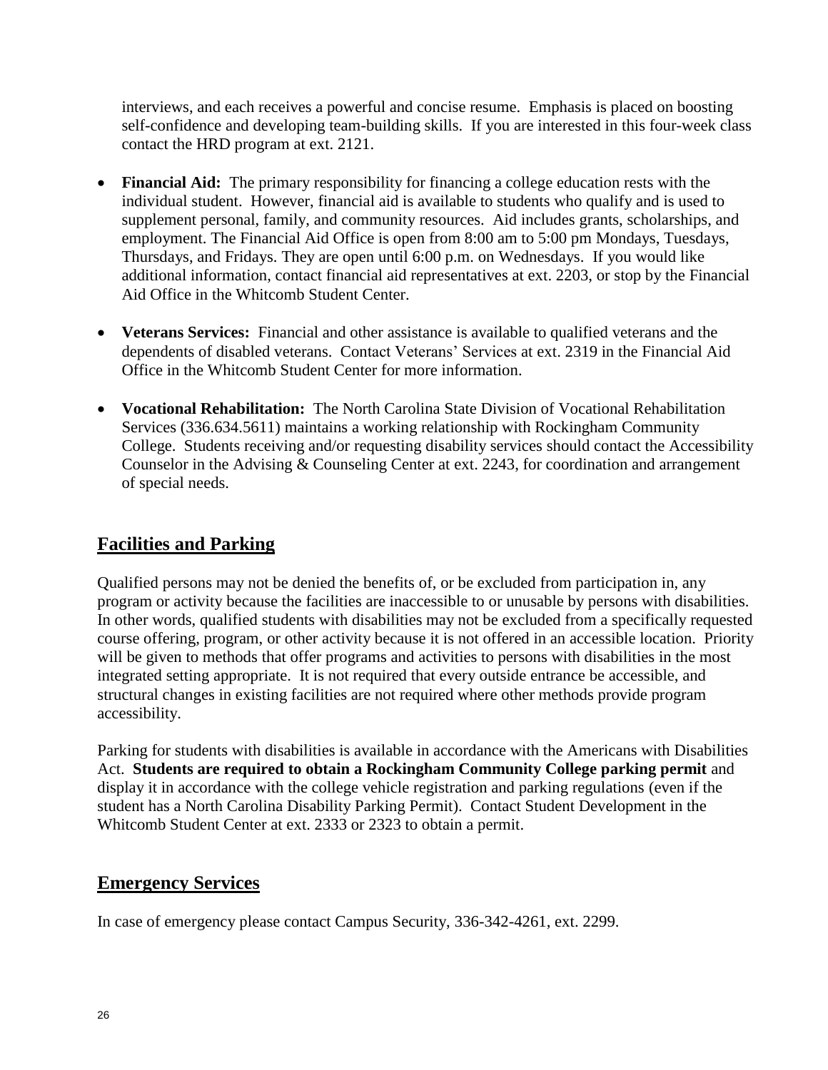interviews, and each receives a powerful and concise resume. Emphasis is placed on boosting self-confidence and developing team-building skills. If you are interested in this four-week class contact the HRD program at ext. 2121.

- **Financial Aid:** The primary responsibility for financing a college education rests with the individual student. However, financial aid is available to students who qualify and is used to supplement personal, family, and community resources. Aid includes grants, scholarships, and employment. The Financial Aid Office is open from 8:00 am to 5:00 pm Mondays, Tuesdays, Thursdays, and Fridays. They are open until 6:00 p.m. on Wednesdays. If you would like additional information, contact financial aid representatives at ext. 2203, or stop by the Financial Aid Office in the Whitcomb Student Center.

- **Veterans Services:** Financial and other assistance is available to qualified veterans and the dependents of disabled veterans. Contact Veterans' Services at ext. 2319 in the Financial Aid Office in the Whitcomb Student Center for more information.

- **Vocational Rehabilitation:** The North Carolina State Division of Vocational Rehabilitation Services (336.634.5611) maintains a working relationship with Rockingham Community College. Students receiving and/or requesting disability services should contact the Accessibility Counselor in the Advising & Counseling Center at ext. 2243, for coordination and arrangement of special needs.

## Facilities and Parking

Qualified persons may not be denied the benefits of, or be excluded from participation in, any program or activity because the facilities are inaccessible to or unusable by persons with disabilities. In other words, qualified students with disabilities may not be excluded from a specifically requested course offering, program, or other activity because it is not offered in an accessible location. Priority will be given to methods that offer programs and activities to persons with disabilities in the most integrated setting appropriate. It is not required that every outside entrance be accessible, and structural changes in existing facilities are not required where other methods provide program accessibility.

Parking for students with disabilities is available in accordance with the Americans with Disabilities Act. **Students are required to obtain a Rockingham Community College parking permit** and display it in accordance with the college vehicle registration and parking regulations (even if the student has a North Carolina Disability Parking Permit). Contact Student Development in the Whitcomb Student Center at ext. 2333 or 2323 to obtain a permit.

## Emergency Services

In case of emergency please contact Campus Security, 336-342-4261, ext. 2299.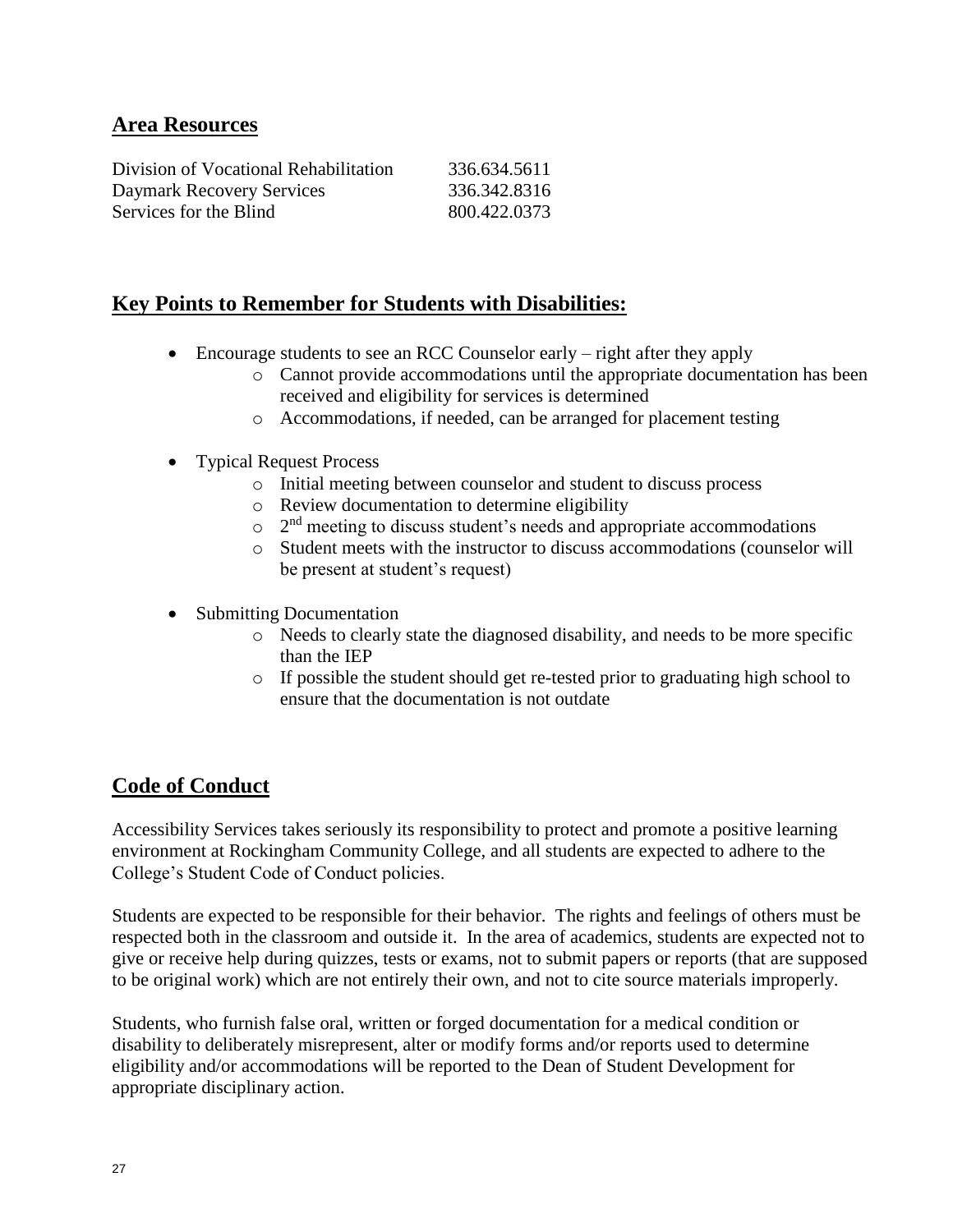## Area Resources

| | |
|---|---|
| Division of Vocational Rehabilitation | 336.634.5611 |
| Daymark Recovery Services | 336.342.8316 |
| Services for the Blind | 800.422.0373 |

## Key Points to Remember for Students with Disabilities:

- Encourage students to see an RCC Counselor early – right after they apply
  - Cannot provide accommodations until the appropriate documentation has been received and eligibility for services is determined
  - Accommodations, if needed, can be arranged for placement testing
- Typical Request Process
  - Initial meeting between counselor and student to discuss process
  - Review documentation to determine eligibility
  - 2nd meeting to discuss student's needs and appropriate accommodations
  - Student meets with the instructor to discuss accommodations (counselor will be present at student's request)
- Submitting Documentation
  - Needs to clearly state the diagnosed disability, and needs to be more specific than the IEP
  - If possible the student should get re-tested prior to graduating high school to ensure that the documentation is not outdate

## Code of Conduct

Accessibility Services takes seriously its responsibility to protect and promote a positive learning environment at Rockingham Community College, and all students are expected to adhere to the College's Student Code of Conduct policies.

Students are expected to be responsible for their behavior. The rights and feelings of others must be respected both in the classroom and outside it. In the area of academics, students are expected not to give or receive help during quizzes, tests or exams, not to submit papers or reports (that are supposed to be original work) which are not entirely their own, and not to cite source materials improperly.

Students, who furnish false oral, written or forged documentation for a medical condition or disability to deliberately misrepresent, alter or modify forms and/or reports used to determine eligibility and/or accommodations will be reported to the Dean of Student Development for appropriate disciplinary action.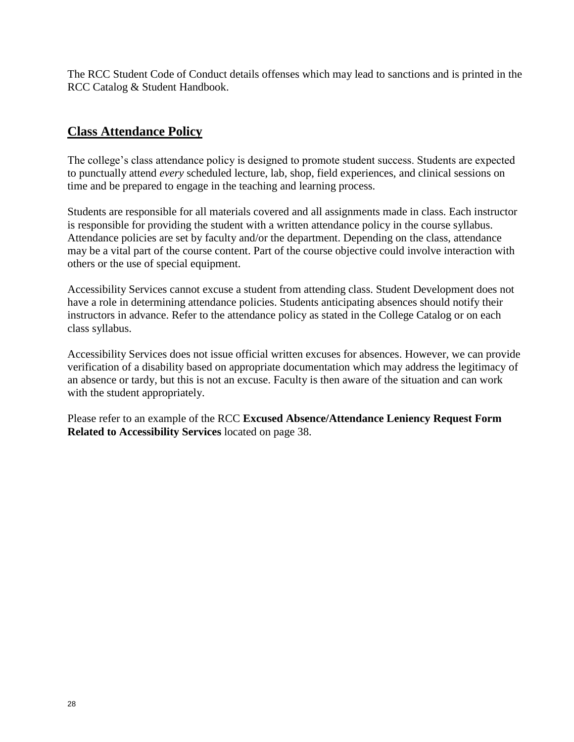The RCC Student Code of Conduct details offenses which may lead to sanctions and is printed in the RCC Catalog & Student Handbook.

## Class Attendance Policy

The college's class attendance policy is designed to promote student success. Students are expected to punctually attend *every* scheduled lecture, lab, shop, field experiences, and clinical sessions on time and be prepared to engage in the teaching and learning process.

Students are responsible for all materials covered and all assignments made in class. Each instructor is responsible for providing the student with a written attendance policy in the course syllabus. Attendance policies are set by faculty and/or the department. Depending on the class, attendance may be a vital part of the course content. Part of the course objective could involve interaction with others or the use of special equipment.

Accessibility Services cannot excuse a student from attending class. Student Development does not have a role in determining attendance policies. Students anticipating absences should notify their instructors in advance. Refer to the attendance policy as stated in the College Catalog or on each class syllabus.

Accessibility Services does not issue official written excuses for absences. However, we can provide verification of a disability based on appropriate documentation which may address the legitimacy of an absence or tardy, but this is not an excuse. Faculty is then aware of the situation and can work with the student appropriately.

Please refer to an example of the RCC **Excused Absence/Attendance Leniency Request Form Related to Accessibility Services** located on page 38.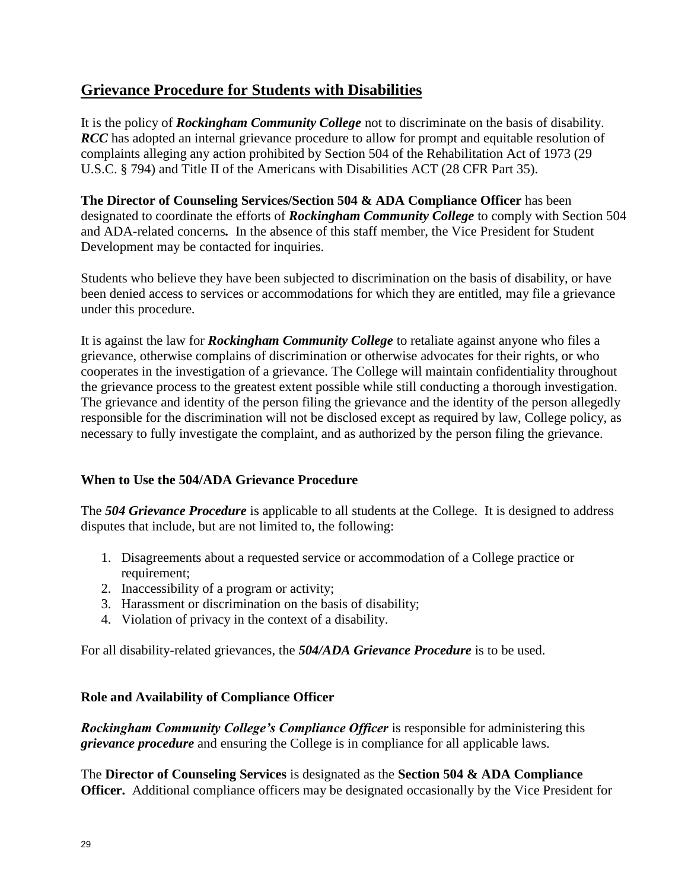## Grievance Procedure for Students with Disabilities

It is the policy of ***Rockingham Community College*** not to discriminate on the basis of disability. ***RCC*** has adopted an internal grievance procedure to allow for prompt and equitable resolution of complaints alleging any action prohibited by Section 504 of the Rehabilitation Act of 1973 (29 U.S.C. § 794) and Title II of the Americans with Disabilities ACT (28 CFR Part 35).

**The Director of Counseling Services/Section 504 & ADA Compliance Officer** has been designated to coordinate the efforts of ***Rockingham Community College*** to comply with Section 504 and ADA-related concerns**.** In the absence of this staff member, the Vice President for Student Development may be contacted for inquiries.

Students who believe they have been subjected to discrimination on the basis of disability, or have been denied access to services or accommodations for which they are entitled, may file a grievance under this procedure.

It is against the law for ***Rockingham Community College*** to retaliate against anyone who files a grievance, otherwise complains of discrimination or otherwise advocates for their rights, or who cooperates in the investigation of a grievance. The College will maintain confidentiality throughout the grievance process to the greatest extent possible while still conducting a thorough investigation. The grievance and identity of the person filing the grievance and the identity of the person allegedly responsible for the discrimination will not be disclosed except as required by law, College policy, as necessary to fully investigate the complaint, and as authorized by the person filing the grievance.

### When to Use the 504/ADA Grievance Procedure

The ***504 Grievance Procedure*** is applicable to all students at the College. It is designed to address disputes that include, but are not limited to, the following:

1. Disagreements about a requested service or accommodation of a College practice or requirement;
2. Inaccessibility of a program or activity;
3. Harassment or discrimination on the basis of disability;
4. Violation of privacy in the context of a disability.

For all disability-related grievances, the ***504/ADA Grievance Procedure*** is to be used.

### Role and Availability of Compliance Officer

***Rockingham Community College's Compliance Officer*** is responsible for administering this ***grievance procedure*** and ensuring the College is in compliance for all applicable laws.

The **Director of Counseling Services** is designated as the **Section 504 & ADA Compliance Officer.** Additional compliance officers may be designated occasionally by the Vice President for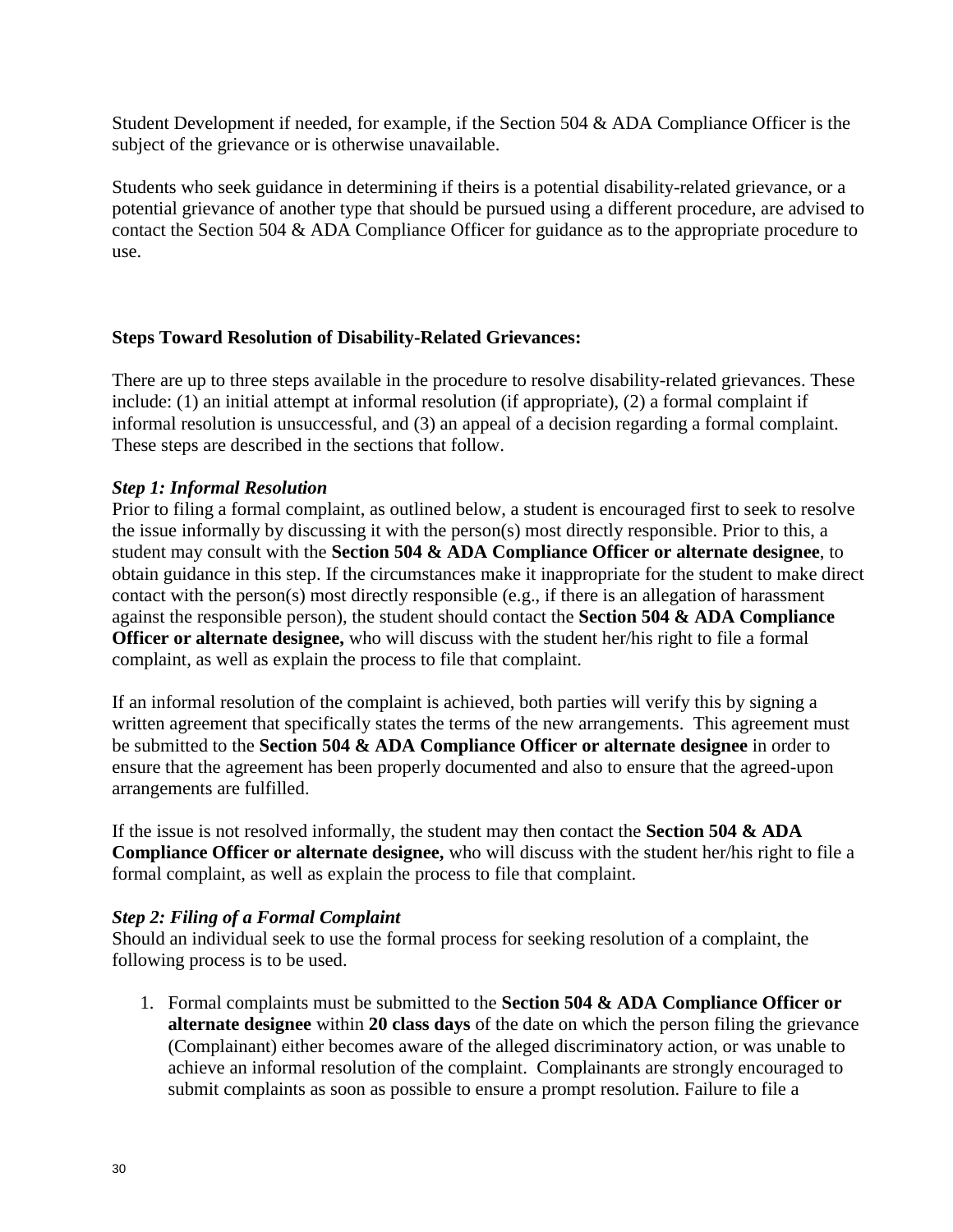Student Development if needed, for example, if the Section 504 & ADA Compliance Officer is the subject of the grievance or is otherwise unavailable.

Students who seek guidance in determining if theirs is a potential disability-related grievance, or a potential grievance of another type that should be pursued using a different procedure, are advised to contact the Section 504 & ADA Compliance Officer for guidance as to the appropriate procedure to use.

**Steps Toward Resolution of Disability-Related Grievances:**

There are up to three steps available in the procedure to resolve disability-related grievances. These include: (1) an initial attempt at informal resolution (if appropriate), (2) a formal complaint if informal resolution is unsuccessful, and (3) an appeal of a decision regarding a formal complaint. These steps are described in the sections that follow.

***Step 1: Informal Resolution***

Prior to filing a formal complaint, as outlined below, a student is encouraged first to seek to resolve the issue informally by discussing it with the person(s) most directly responsible. Prior to this, a student may consult with the **Section 504 & ADA Compliance Officer or alternate designee**, to obtain guidance in this step. If the circumstances make it inappropriate for the student to make direct contact with the person(s) most directly responsible (e.g., if there is an allegation of harassment against the responsible person), the student should contact the **Section 504 & ADA Compliance Officer or alternate designee,** who will discuss with the student her/his right to file a formal complaint, as well as explain the process to file that complaint.

If an informal resolution of the complaint is achieved, both parties will verify this by signing a written agreement that specifically states the terms of the new arrangements. This agreement must be submitted to the **Section 504 & ADA Compliance Officer or alternate designee** in order to ensure that the agreement has been properly documented and also to ensure that the agreed-upon arrangements are fulfilled.

If the issue is not resolved informally, the student may then contact the **Section 504 & ADA Compliance Officer or alternate designee,** who will discuss with the student her/his right to file a formal complaint, as well as explain the process to file that complaint.

***Step 2: Filing of a Formal Complaint***

Should an individual seek to use the formal process for seeking resolution of a complaint, the following process is to be used.

1. Formal complaints must be submitted to the **Section 504 & ADA Compliance Officer or alternate designee** within **20 class days** of the date on which the person filing the grievance (Complainant) either becomes aware of the alleged discriminatory action, or was unable to achieve an informal resolution of the complaint. Complainants are strongly encouraged to submit complaints as soon as possible to ensure a prompt resolution. Failure to file a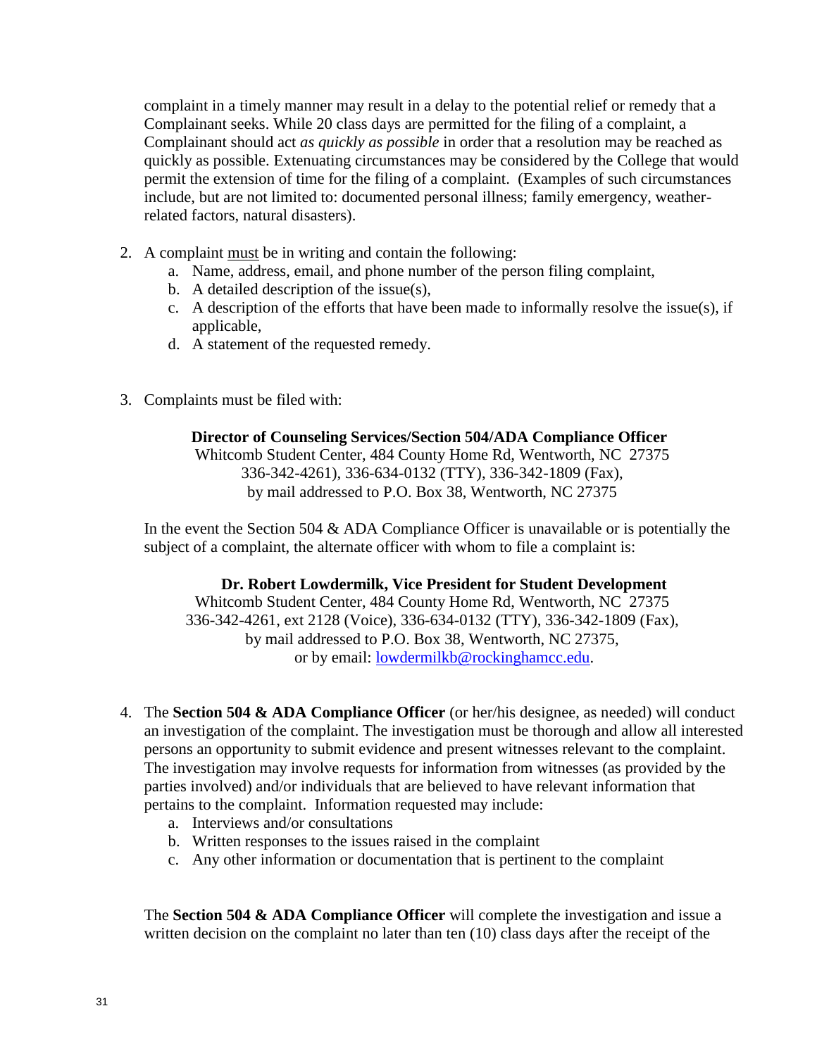complaint in a timely manner may result in a delay to the potential relief or remedy that a Complainant seeks. While 20 class days are permitted for the filing of a complaint, a Complainant should act *as quickly as possible* in order that a resolution may be reached as quickly as possible. Extenuating circumstances may be considered by the College that would permit the extension of time for the filing of a complaint. (Examples of such circumstances include, but are not limited to: documented personal illness; family emergency, weather-related factors, natural disasters).

2. A complaint <u>must</u> be in writing and contain the following:
    a. Name, address, email, and phone number of the person filing complaint,
    b. A detailed description of the issue(s),
    c. A description of the efforts that have been made to informally resolve the issue(s), if applicable,
    d. A statement of the requested remedy.

3. Complaints must be filed with:

    **Director of Counseling Services/Section 504/ADA Compliance Officer**
    Whitcomb Student Center, 484 County Home Rd, Wentworth, NC 27375
    336-342-4261), 336-634-0132 (TTY), 336-342-1809 (Fax),
    by mail addressed to P.O. Box 38, Wentworth, NC 27375

    In the event the Section 504 & ADA Compliance Officer is unavailable or is potentially the subject of a complaint, the alternate officer with whom to file a complaint is:

    **Dr. Robert Lowdermilk, Vice President for Student Development**
    Whitcomb Student Center, 484 County Home Rd, Wentworth, NC 27375
    336-342-4261, ext 2128 (Voice), 336-634-0132 (TTY), 336-342-1809 (Fax),
    by mail addressed to P.O. Box 38, Wentworth, NC 27375,
    or by email: lowdermilkb@rockinghamcc.edu.

4. The **Section 504 & ADA Compliance Officer** (or her/his designee, as needed) will conduct an investigation of the complaint. The investigation must be thorough and allow all interested persons an opportunity to submit evidence and present witnesses relevant to the complaint. The investigation may involve requests for information from witnesses (as provided by the parties involved) and/or individuals that are believed to have relevant information that pertains to the complaint. Information requested may include:
    a. Interviews and/or consultations
    b. Written responses to the issues raised in the complaint
    c. Any other information or documentation that is pertinent to the complaint

    The **Section 504 & ADA Compliance Officer** will complete the investigation and issue a written decision on the complaint no later than ten (10) class days after the receipt of the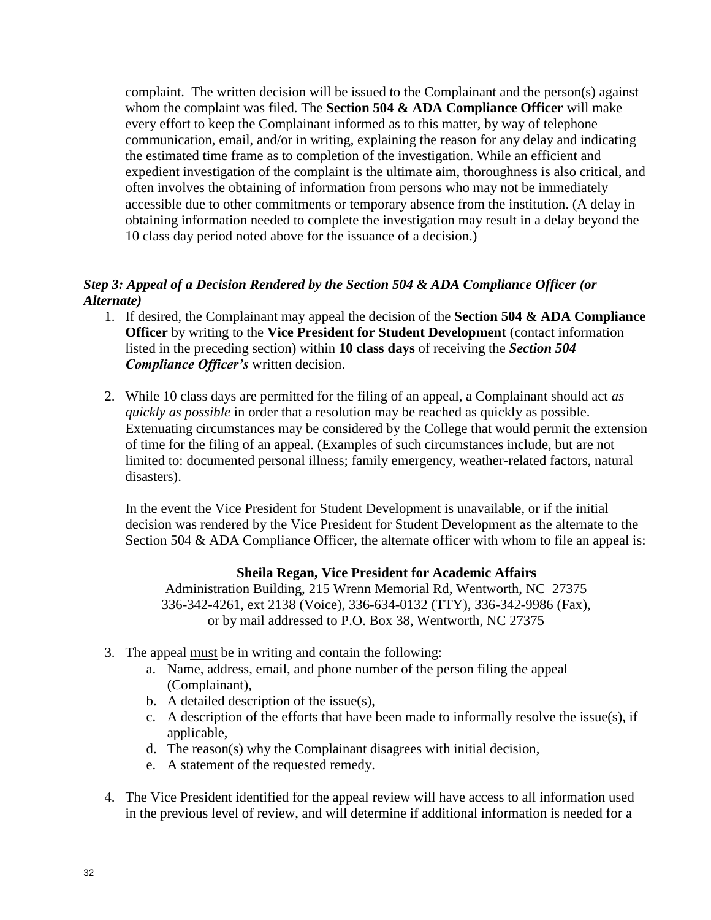complaint. The written decision will be issued to the Complainant and the person(s) against whom the complaint was filed. The **Section 504 & ADA Compliance Officer** will make every effort to keep the Complainant informed as to this matter, by way of telephone communication, email, and/or in writing, explaining the reason for any delay and indicating the estimated time frame as to completion of the investigation. While an efficient and expedient investigation of the complaint is the ultimate aim, thoroughness is also critical, and often involves the obtaining of information from persons who may not be immediately accessible due to other commitments or temporary absence from the institution. (A delay in obtaining information needed to complete the investigation may result in a delay beyond the 10 class day period noted above for the issuance of a decision.)

***Step 3: Appeal of a Decision Rendered by the Section 504 & ADA Compliance Officer (or Alternate)***

1. If desired, the Complainant may appeal the decision of the **Section 504 & ADA Compliance Officer** by writing to the **Vice President for Student Development** (contact information listed in the preceding section) within **10 class days** of receiving the ***Section 504 Compliance Officer's*** written decision.

2. While 10 class days are permitted for the filing of an appeal, a Complainant should act *as quickly as possible* in order that a resolution may be reached as quickly as possible. Extenuating circumstances may be considered by the College that would permit the extension of time for the filing of an appeal. (Examples of such circumstances include, but are not limited to: documented personal illness; family emergency, weather-related factors, natural disasters).

   In the event the Vice President for Student Development is unavailable, or if the initial decision was rendered by the Vice President for Student Development as the alternate to the Section 504 & ADA Compliance Officer, the alternate officer with whom to file an appeal is:

   **Sheila Regan, Vice President for Academic Affairs**
   Administration Building, 215 Wrenn Memorial Rd, Wentworth, NC 27375
   336-342-4261, ext 2138 (Voice), 336-634-0132 (TTY), 336-342-9986 (Fax),
   or by mail addressed to P.O. Box 38, Wentworth, NC 27375

3. The appeal must be in writing and contain the following:
   a. Name, address, email, and phone number of the person filing the appeal (Complainant),
   b. A detailed description of the issue(s),
   c. A description of the efforts that have been made to informally resolve the issue(s), if applicable,
   d. The reason(s) why the Complainant disagrees with initial decision,
   e. A statement of the requested remedy.

4. The Vice President identified for the appeal review will have access to all information used in the previous level of review, and will determine if additional information is needed for a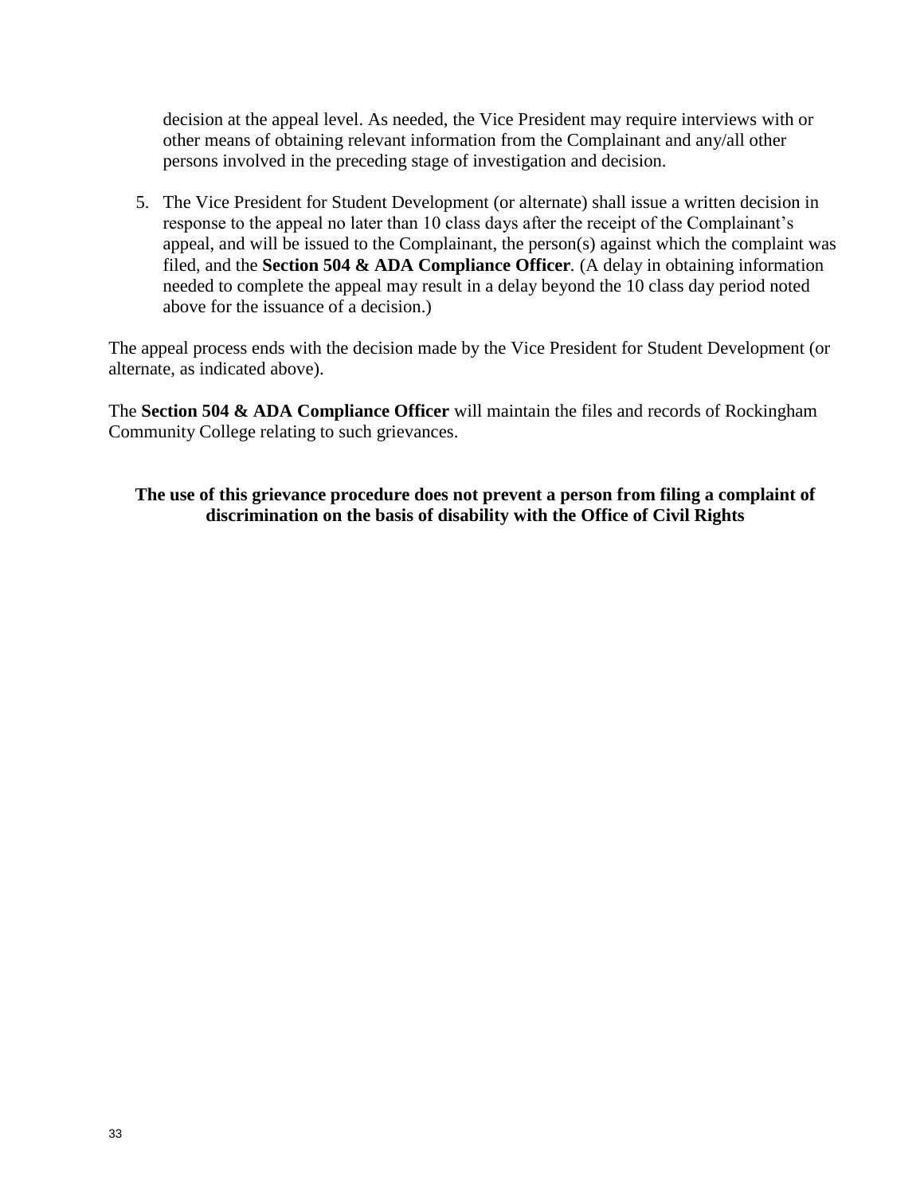decision at the appeal level. As needed, the Vice President may require interviews with or other means of obtaining relevant information from the Complainant and any/all other persons involved in the preceding stage of investigation and decision.

5. The Vice President for Student Development (or alternate) shall issue a written decision in response to the appeal no later than 10 class days after the receipt of the Complainant's appeal, and will be issued to the Complainant, the person(s) against which the complaint was filed, and the **Section 504 & ADA Compliance Officer**. (A delay in obtaining information needed to complete the appeal may result in a delay beyond the 10 class day period noted above for the issuance of a decision.)

The appeal process ends with the decision made by the Vice President for Student Development (or alternate, as indicated above).

The **Section 504 & ADA Compliance Officer** will maintain the files and records of Rockingham Community College relating to such grievances.

**The use of this grievance procedure does not prevent a person from filing a complaint of discrimination on the basis of disability with the Office of Civil Rights**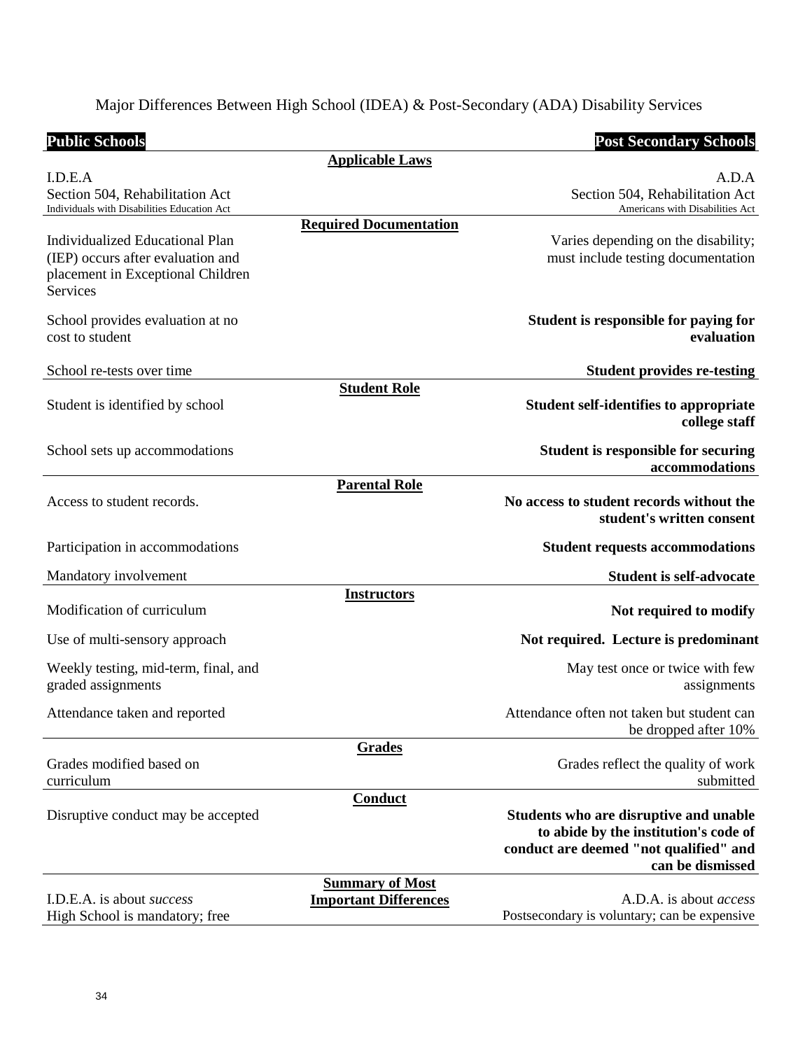# Major Differences Between High School (IDEA) & Post-Secondary (ADA) Disability Services

| Public Schools | | Post Secondary Schools |
|---|---|---|
| | **Applicable Laws** | |
| I.D.E.A<br>Section 504, Rehabilitation Act<br>Individuals with Disabilities Education Act | | A.D.A<br>Section 504, Rehabilitation Act<br>Americans with Disabilities Act |
| | **Required Documentation** | |
| Individualized Educational Plan (IEP) occurs after evaluation and placement in Exceptional Children Services | | Varies depending on the disability; must include testing documentation |
| School provides evaluation at no cost to student | | **Student is responsible for paying for evaluation** |
| School re-tests over time | | **Student provides re-testing** |
| | **Student Role** | |
| Student is identified by school | | **Student self-identifies to appropriate college staff** |
| School sets up accommodations | | **Student is responsible for securing accommodations** |
| | **Parental Role** | |
| Access to student records. | | **No access to student records without the student's written consent** |
| Participation in accommodations | | **Student requests accommodations** |
| Mandatory involvement | | **Student is self-advocate** |
| | **Instructors** | |
| Modification of curriculum | | **Not required to modify** |
| Use of multi-sensory approach | | **Not required. Lecture is predominant** |
| Weekly testing, mid-term, final, and graded assignments | | May test once or twice with few assignments |
| Attendance taken and reported | | Attendance often not taken but student can be dropped after 10% |
| | **Grades** | |
| Grades modified based on curriculum | | Grades reflect the quality of work submitted |
| | **Conduct** | |
| Disruptive conduct may be accepted | | **Students who are disruptive and unable to abide by the institution's code of conduct are deemed "not qualified" and can be dismissed** |
| | **Summary of Most Important Differences** | |
| I.D.E.A. is about *success*<br>High School is mandatory; free | | A.D.A. is about *access*<br>Postsecondary is voluntary; can be expensive |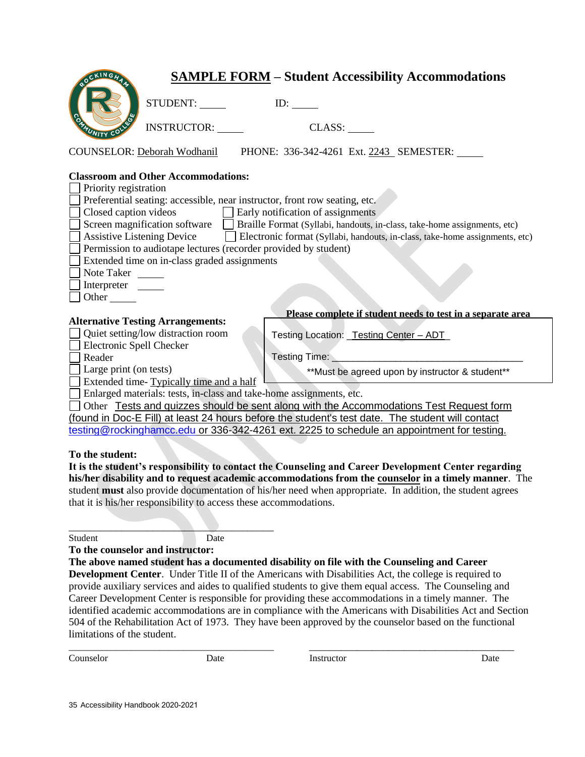## SAMPLE FORM – Student Accessibility Accommodations

STUDENT: _____ ID: _____

INSTRUCTOR: _____ CLASS: _____

COUNSELOR: Deborah Wodhanil PHONE: 336-342-4261 Ext. 2243 SEMESTER: _____

**Classroom and Other Accommodations:**

- ☐ Priority registration
- ☐ Preferential seating: accessible, near instructor, front row seating, etc.
- ☐ Closed caption videos
- ☐ Early notification of assignments
- ☐ Screen magnification software
- ☐ Braille Format (Syllabi, handouts, in-class, take-home assignments, etc)
- ☐ Assistive Listening Device
- ☐ Electronic format (Syllabi, handouts, in-class, take-home assignments, etc)
- ☐ Permission to audiotape lectures (recorder provided by student)
- ☐ Extended time on in-class graded assignments
- ☐ Note Taker _____
- ☐ Interpreter _____
- ☐ Other _____

**Alternative Testing Arrangements:**

- ☐ Quiet setting/low distraction room
- ☐ Electronic Spell Checker
- ☐ Reader
- ☐ Large print (on tests)
- ☐ Extended time- Typically time and a half
- ☐ Enlarged materials: tests, in-class and take-home assignments, etc.
- ☐ Other Tests and quizzes should be sent along with the Accommodations Test Request form (found in Doc-E Fill) at least 24 hours before the student's test date. The student will contact testing@rockinghamcc.edu or 336-342-4261 ext. 2225 to schedule an appointment for testing.

**Please complete if student needs to test in a separate area**

Testing Location: Testing Center – ADT

Testing Time: ______________________________

**Must be agreed upon by instructor & student**

**To the student:**

**It is the student's responsibility to contact the Counseling and Career Development Center regarding his/her disability and to request academic accommodations from the counselor in a timely manner**. The student **must** also provide documentation of his/her need when appropriate. In addition, the student agrees that it is his/her responsibility to access these accommodations.

______________________________
Student Date

**To the counselor and instructor:**

**The above named student has a documented disability on file with the Counseling and Career Development Center**. Under Title II of the Americans with Disabilities Act, the college is required to provide auxiliary services and aides to qualified students to give them equal access. The Counseling and Career Development Center is responsible for providing these accommodations in a timely manner. The identified academic accommodations are in compliance with the Americans with Disabilities Act and Section 504 of the Rehabilitation Act of 1973. They have been approved by the counselor based on the functional limitations of the student.

______________________________ ______________________________
Counselor Date Instructor Date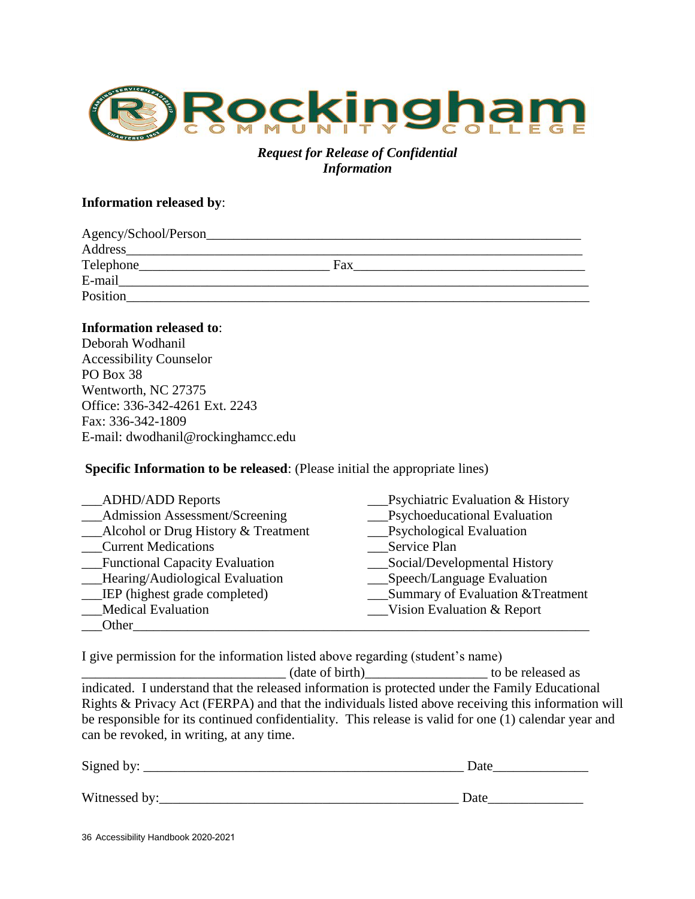Rockingham COMMUNITY COLLEGE

***Request for Release of Confidential Information***

**Information released by**:

Agency/School/Person_______________________________________________________

Address_______________________________________________________________

Telephone___________________________ Fax___________________________________

E-mail________________________________________________________________

Position_______________________________________________________________

**Information released to**:

Deborah Wodhanil
Accessibility Counselor
PO Box 38
Wentworth, NC 27375
Office: 336-342-4261 Ext. 2243
Fax: 336-342-1809
E-mail: dwodhanil@rockinghamcc.edu

**Specific Information to be released**: (Please initial the appropriate lines)

___ADHD/ADD Reports
___Admission Assessment/Screening
___Alcohol or Drug History & Treatment
___Current Medications
___Functional Capacity Evaluation
___Hearing/Audiological Evaluation
___IEP (highest grade completed)
___Medical Evaluation
___Psychiatric Evaluation & History
___Psychoeducational Evaluation
___Psychological Evaluation
___Service Plan
___Social/Developmental History
___Speech/Language Evaluation
___Summary of Evaluation &Treatment
___Vision Evaluation & Report
___Other_______________________________________________________________

I give permission for the information listed above regarding (student's name) _____________________________ (date of birth)_________________ to be released as indicated. I understand that the released information is protected under the Family Educational Rights & Privacy Act (FERPA) and that the individuals listed above receiving this information will be responsible for its continued confidentiality. This release is valid for one (1) calendar year and can be revoked, in writing, at any time.

Signed by: _______________________________________________ Date______________

Witnessed by:____________________________________________ Date______________

36 Accessibility Handbook 2020-2021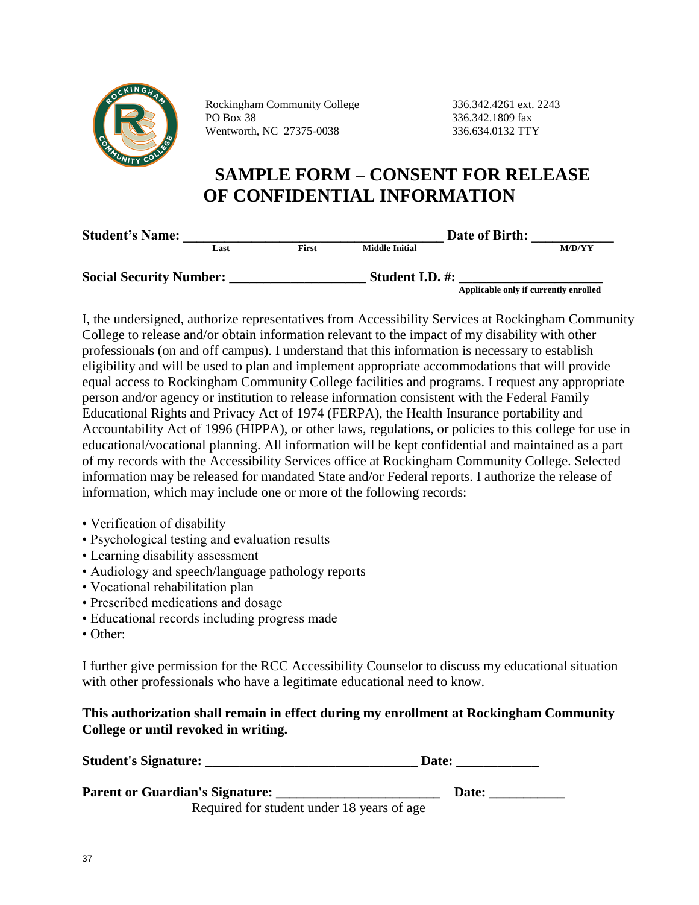Rockingham Community College
PO Box 38
Wentworth, NC 27375-0038

336.342.4261 ext. 2243
336.342.1809 fax
336.634.0132 TTY

# SAMPLE FORM – CONSENT FOR RELEASE OF CONFIDENTIAL INFORMATION

**Student's Name:** ______________________________________ **Date of Birth:** ____________
Last First Middle Initial M/D/YY

**Social Security Number:** ____________________ **Student I.D. #:** _____________________
**Applicable only if currently enrolled**

I, the undersigned, authorize representatives from Accessibility Services at Rockingham Community College to release and/or obtain information relevant to the impact of my disability with other professionals (on and off campus). I understand that this information is necessary to establish eligibility and will be used to plan and implement appropriate accommodations that will provide equal access to Rockingham Community College facilities and programs. I request any appropriate person and/or agency or institution to release information consistent with the Federal Family Educational Rights and Privacy Act of 1974 (FERPA), the Health Insurance portability and Accountability Act of 1996 (HIPPA), or other laws, regulations, or policies to this college for use in educational/vocational planning. All information will be kept confidential and maintained as a part of my records with the Accessibility Services office at Rockingham Community College. Selected information may be released for mandated State and/or Federal reports. I authorize the release of information, which may include one or more of the following records:

- Verification of disability
- Psychological testing and evaluation results
- Learning disability assessment
- Audiology and speech/language pathology reports
- Vocational rehabilitation plan
- Prescribed medications and dosage
- Educational records including progress made
- Other:

I further give permission for the RCC Accessibility Counselor to discuss my educational situation with other professionals who have a legitimate educational need to know.

**This authorization shall remain in effect during my enrollment at Rockingham Community College or until revoked in writing.**

**Student's Signature:** ______________________________ **Date:** ____________

**Parent or Guardian's Signature:** ________________________ **Date:** ___________
Required for student under 18 years of age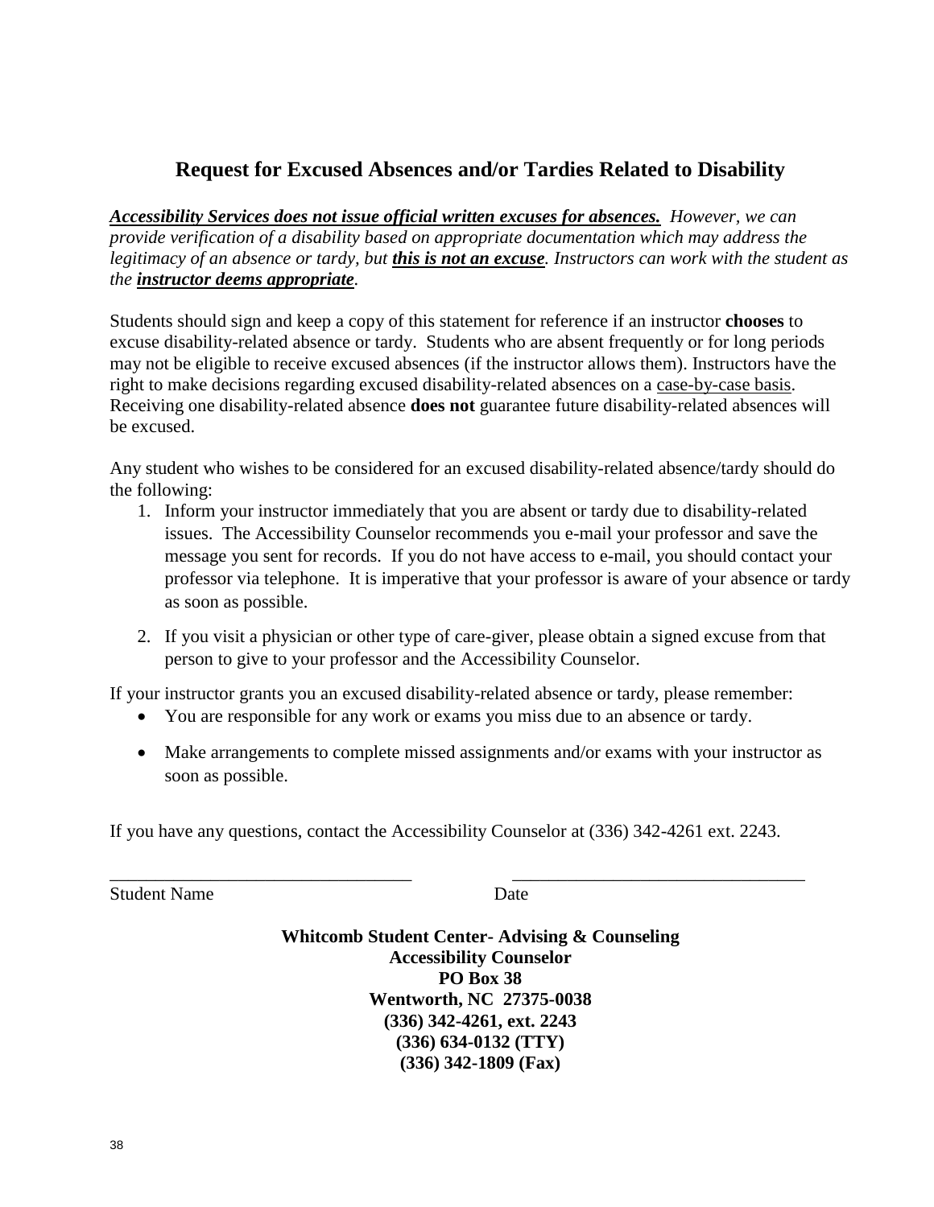## Request for Excused Absences and/or Tardies Related to Disability

***Accessibility Services does not issue official written excuses for absences.*** *However, we can provide verification of a disability based on appropriate documentation which may address the legitimacy of an absence or tardy, but* ***this is not an excuse****. Instructors can work with the student as the* ***instructor deems appropriate****.*

Students should sign and keep a copy of this statement for reference if an instructor **chooses** to excuse disability-related absence or tardy. Students who are absent frequently or for long periods may not be eligible to receive excused absences (if the instructor allows them). Instructors have the right to make decisions regarding excused disability-related absences on a case-by-case basis. Receiving one disability-related absence **does not** guarantee future disability-related absences will be excused.

Any student who wishes to be considered for an excused disability-related absence/tardy should do the following:

1. Inform your instructor immediately that you are absent or tardy due to disability-related issues. The Accessibility Counselor recommends you e-mail your professor and save the message you sent for records. If you do not have access to e-mail, you should contact your professor via telephone. It is imperative that your professor is aware of your absence or tardy as soon as possible.
2. If you visit a physician or other type of care-giver, please obtain a signed excuse from that person to give to your professor and the Accessibility Counselor.

If your instructor grants you an excused disability-related absence or tardy, please remember:

- You are responsible for any work or exams you miss due to an absence or tardy.
- Make arrangements to complete missed assignments and/or exams with your instructor as soon as possible.

If you have any questions, contact the Accessibility Counselor at (336) 342-4261 ext. 2243.

_________________________________ _________________________________

Student Name Date

**Whitcomb Student Center- Advising & Counseling**
**Accessibility Counselor**
**PO Box 38**
**Wentworth, NC 27375-0038**
**(336) 342-4261, ext. 2243**
**(336) 634-0132 (TTY)**
**(336) 342-1809 (Fax)**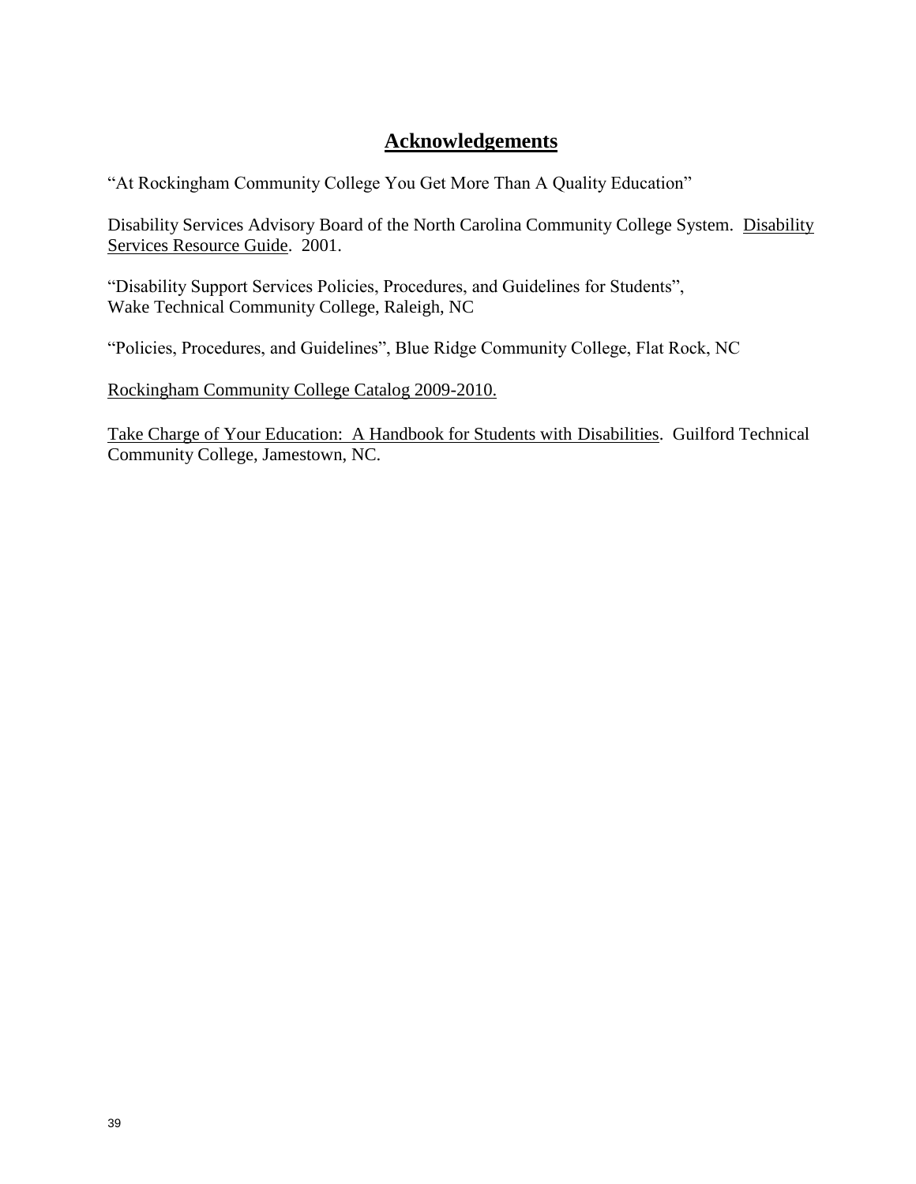## Acknowledgements

"At Rockingham Community College You Get More Than A Quality Education"

Disability Services Advisory Board of the North Carolina Community College System. Disability Services Resource Guide. 2001.

"Disability Support Services Policies, Procedures, and Guidelines for Students", Wake Technical Community College, Raleigh, NC

"Policies, Procedures, and Guidelines", Blue Ridge Community College, Flat Rock, NC

Rockingham Community College Catalog 2009-2010.

Take Charge of Your Education: A Handbook for Students with Disabilities. Guilford Technical Community College, Jamestown, NC.